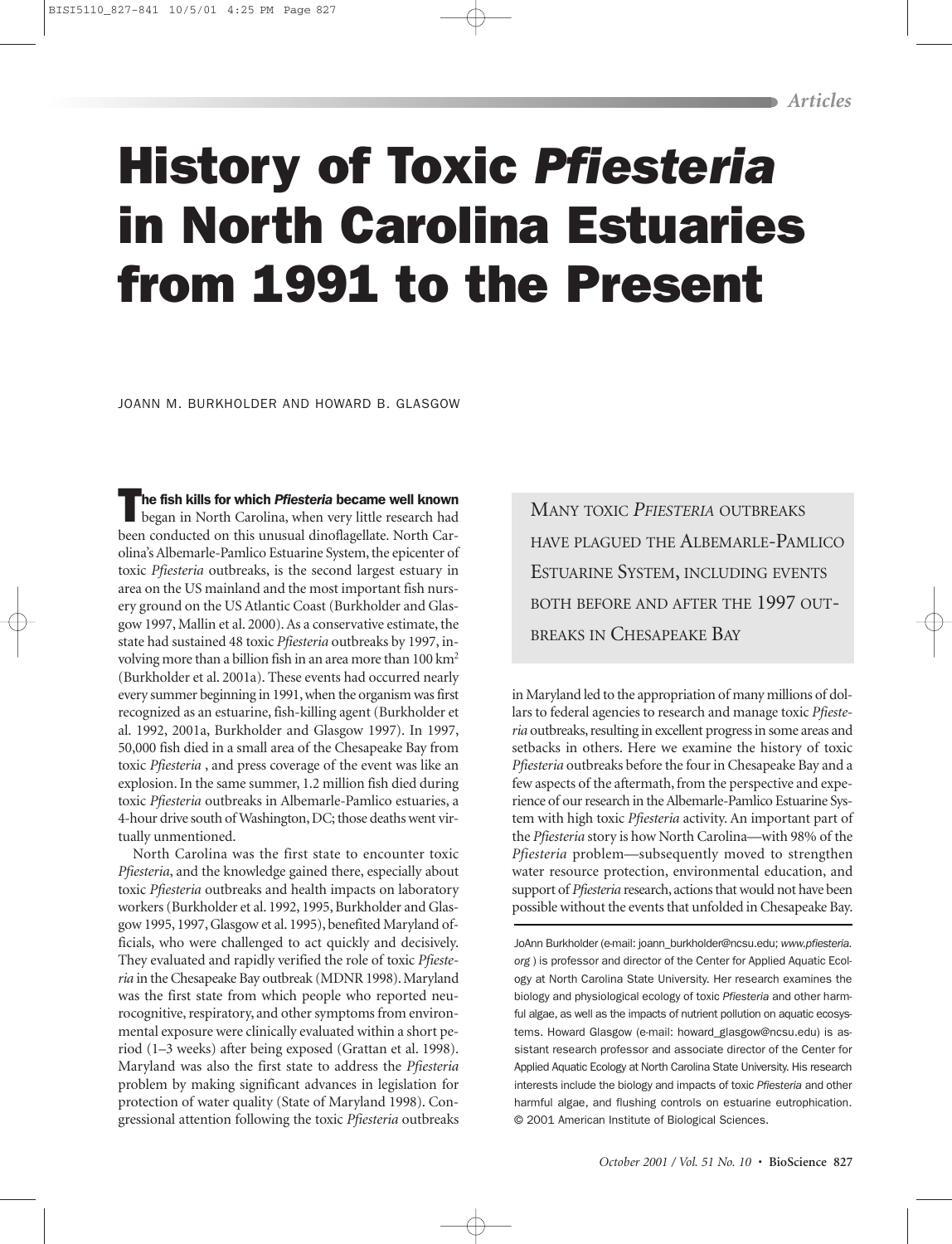*Articles*

# History of Toxic *Pfiesteria* in North Carolina Estuaries from 1991 to the Present

JOANN M. BURKHOLDER AND HOWARD B. GLASGOW

**The fish kills for which *Pfiesteria* became well known** began in North Carolina, when very little research had been conducted on this unusual dinoflagellate. North Carolina's Albemarle-Pamlico Estuarine System, the epicenter of toxic *Pfiesteria* outbreaks, is the second largest estuary in area on the US mainland and the most important fish nursery ground on the US Atlantic Coast (Burkholder and Glasgow 1997, Mallin et al. 2000). As a conservative estimate, the state had sustained 48 toxic *Pfiesteria* outbreaks by 1997, involving more than a billion fish in an area more than 100 $km^2$ (Burkholder et al. 2001a). These events had occurred nearly every summer beginning in 1991, when the organism was first recognized as an estuarine, fish-killing agent (Burkholder et al. 1992, 2001a, Burkholder and Glasgow 1997). In 1997, 50,000 fish died in a small area of the Chesapeake Bay from toxic *Pfiesteria* , and press coverage of the event was like an explosion. In the same summer, 1.2 million fish died during toxic *Pfiesteria* outbreaks in Albemarle-Pamlico estuaries, a 4-hour drive south of Washington, DC; those deaths went virtually unmentioned.

North Carolina was the first state to encounter toxic *Pfiesteria*, and the knowledge gained there, especially about toxic *Pfiesteria* outbreaks and health impacts on laboratory workers (Burkholder et al. 1992, 1995, Burkholder and Glasgow 1995, 1997, Glasgow et al. 1995), benefited Maryland officials, who were challenged to act quickly and decisively. They evaluated and rapidly verified the role of toxic *Pfiesteria* in the Chesapeake Bay outbreak (MDNR 1998). Maryland was the first state from which people who reported neurocognitive, respiratory, and other symptoms from environmental exposure were clinically evaluated within a short period (1–3 weeks) after being exposed (Grattan et al. 1998). Maryland was also the first state to address the *Pfiesteria* problem by making significant advances in legislation for protection of water quality (State of Maryland 1998). Congressional attention following the toxic *Pfiesteria* outbreaks in Maryland led to the appropriation of many millions of dollars to federal agencies to research and manage toxic *Pfiesteria* outbreaks, resulting in excellent progress in some areas and setbacks in others. Here we examine the history of toxic *Pfiesteria* outbreaks before the four in Chesapeake Bay and a few aspects of the aftermath, from the perspective and experience of our research in the Albemarle-Pamlico Estuarine System with high toxic *Pfiesteria* activity. An important part of the *Pfiesteria* story is how North Carolina—with 98% of the *Pfiesteria* problem—subsequently moved to strengthen water resource protection, environmental education, and support of *Pfiesteria* research, actions that would not have been possible without the events that unfolded in Chesapeake Bay.

> MANY TOXIC *PFIESTERIA* OUTBREAKS HAVE PLAGUED THE ALBEMARLE-PAMLICO ESTUARINE SYSTEM, INCLUDING EVENTS BOTH BEFORE AND AFTER THE 1997 OUTBREAKS IN CHESAPEAKE BAY

JoAnn Burkholder (e-mail: joann_burkholder@ncsu.edu; *www.pfiesteria.org* ) is professor and director of the Center for Applied Aquatic Ecology at North Carolina State University. Her research examines the biology and physiological ecology of toxic *Pfiesteria* and other harmful algae, as well as the impacts of nutrient pollution on aquatic ecosystems. Howard Glasgow (e-mail: howard_glasgow@ncsu.edu) is assistant research professor and associate director of the Center for Applied Aquatic Ecology at North Carolina State University. His research interests include the biology and impacts of toxic *Pfiesteria* and other harmful algae, and flushing controls on estuarine eutrophication. © 2001 American Institute of Biological Sciences.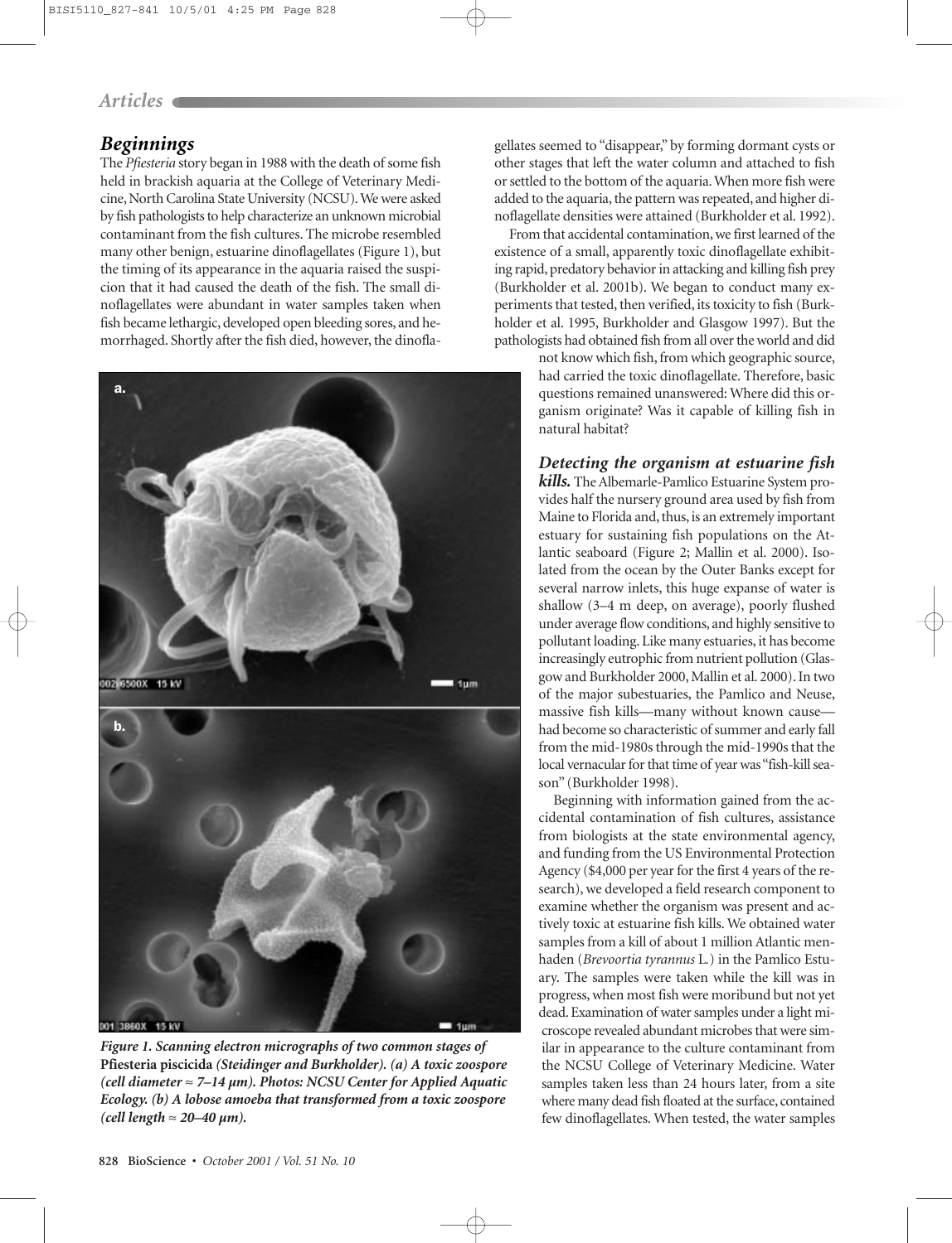## Beginnings

The *Pfiesteria* story began in 1988 with the death of some fish held in brackish aquaria at the College of Veterinary Medicine, North Carolina State University (NCSU). We were asked by fish pathologists to help characterize an unknown microbial contaminant from the fish cultures. The microbe resembled many other benign, estuarine dinoflagellates (Figure 1), but the timing of its appearance in the aquaria raised the suspicion that it had caused the death of the fish. The small dinoflagellates were abundant in water samples taken when fish became lethargic, developed open bleeding sores, and hemorrhaged. Shortly after the fish died, however, the dinoflagellates seemed to "disappear," by forming dormant cysts or other stages that left the water column and attached to fish or settled to the bottom of the aquaria. When more fish were added to the aquaria, the pattern was repeated, and higher dinoflagellate densities were attained (Burkholder et al. 1992).

From that accidental contamination, we first learned of the existence of a small, apparently toxic dinoflagellate exhibiting rapid, predatory behavior in attacking and killing fish prey (Burkholder et al. 2001b). We began to conduct many experiments that tested, then verified, its toxicity to fish (Burkholder et al. 1995, Burkholder and Glasgow 1997). But the pathologists had obtained fish from all over the world and did not know which fish, from which geographic source, had carried the toxic dinoflagellate. Therefore, basic questions remained unanswered: Where did this organism originate? Was it capable of killing fish in natural habitat?

*Figure 1. Scanning electron micrographs of two common stages of* **Pfiesteria piscicida** *(Steidinger and Burkholder). (a) A toxic zoospore (cell diameter ≈ 7–14 µm). Photos: NCSU Center for Applied Aquatic Ecology. (b) A lobose amoeba that transformed from a toxic zoospore (cell length ≈ 20–40 µm).*

### Detecting the organism at estuarine fish kills.

The Albemarle-Pamlico Estuarine System provides half the nursery ground area used by fish from Maine to Florida and, thus, is an extremely important estuary for sustaining fish populations on the Atlantic seaboard (Figure 2; Mallin et al. 2000). Isolated from the ocean by the Outer Banks except for several narrow inlets, this huge expanse of water is shallow (3–4 m deep, on average), poorly flushed under average flow conditions, and highly sensitive to pollutant loading. Like many estuaries, it has become increasingly eutrophic from nutrient pollution (Glasgow and Burkholder 2000, Mallin et al. 2000). In two of the major subestuaries, the Pamlico and Neuse, massive fish kills—many without known cause—had become so characteristic of summer and early fall from the mid-1980s through the mid-1990s that the local vernacular for that time of year was "fish-kill season" (Burkholder 1998).

Beginning with information gained from the accidental contamination of fish cultures, assistance from biologists at the state environmental agency, and funding from the US Environmental Protection Agency ($4,000 per year for the first 4 years of the research), we developed a field research component to examine whether the organism was present and actively toxic at estuarine fish kills. We obtained water samples from a kill of about 1 million Atlantic menhaden (*Brevoortia tyrannus* L.) in the Pamlico Estuary. The samples were taken while the kill was in progress, when most fish were moribund but not yet dead. Examination of water samples under a light microscope revealed abundant microbes that were similar in appearance to the culture contaminant from the NCSU College of Veterinary Medicine. Water samples taken less than 24 hours later, from a site where many dead fish floated at the surface, contained few dinoflagellates. When tested, the water samples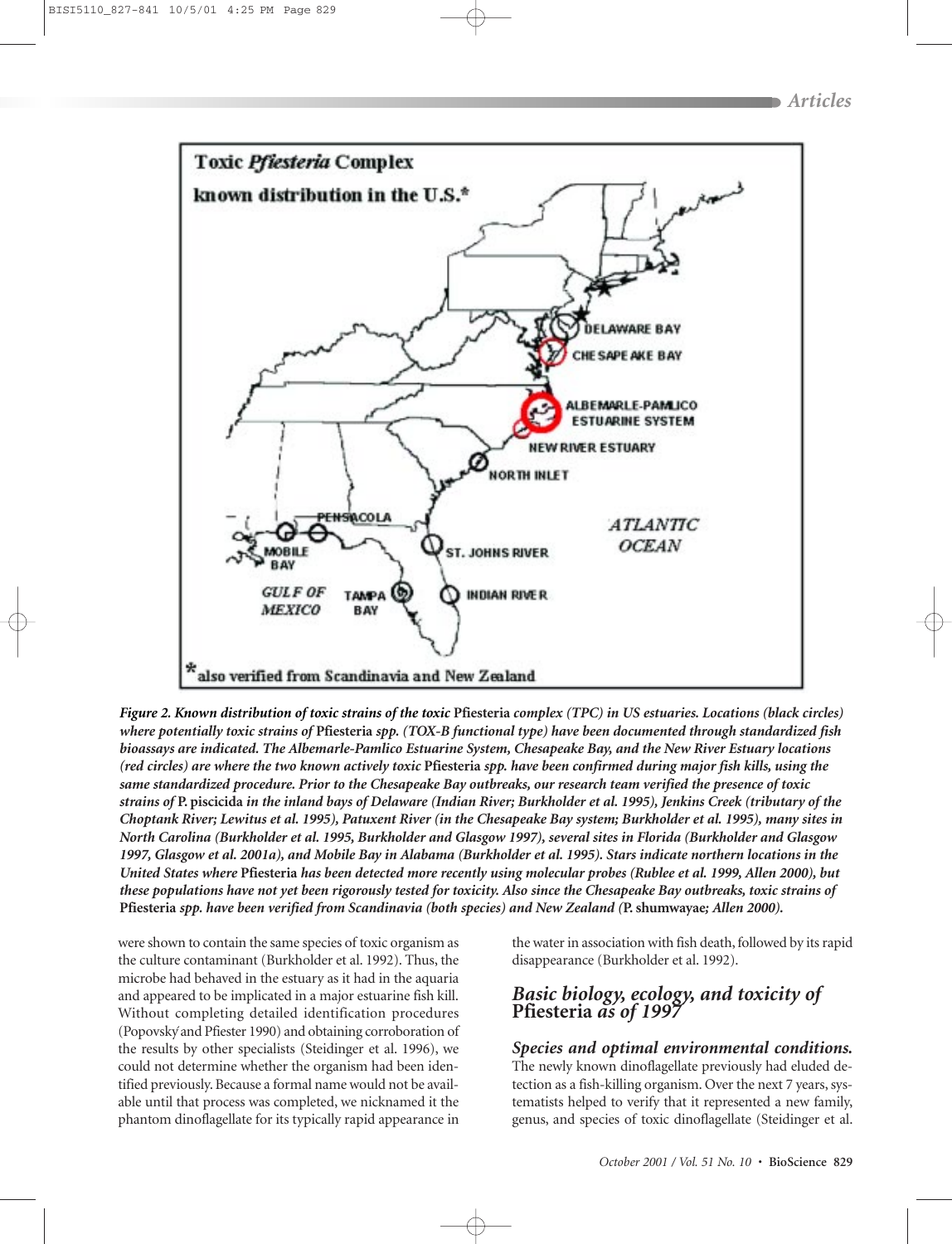*Figure 2. Known distribution of toxic strains of the toxic* **Pfiesteria** *complex (TPC) in US estuaries. Locations (black circles) where potentially toxic strains of* **Pfiesteria** *spp. (TOX-B functional type) have been documented through standardized fish bioassays are indicated. The Albemarle-Pamlico Estuarine System, Chesapeake Bay, and the New River Estuary locations (red circles) are where the two known actively toxic* **Pfiesteria** *spp. have been confirmed during major fish kills, using the same standardized procedure. Prior to the Chesapeake Bay outbreaks, our research team verified the presence of toxic strains of* **P. piscicida** *in the inland bays of Delaware (Indian River; Burkholder et al. 1995), Jenkins Creek (tributary of the Choptank River; Lewitus et al. 1995), Patuxent River (in the Chesapeake Bay system; Burkholder et al. 1995), many sites in North Carolina (Burkholder et al. 1995, Burkholder and Glasgow 1997), several sites in Florida (Burkholder and Glasgow 1997, Glasgow et al. 2001a), and Mobile Bay in Alabama (Burkholder et al. 1995). Stars indicate northern locations in the United States where* **Pfiesteria** *has been detected more recently using molecular probes (Rublee et al. 1999, Allen 2000), but these populations have not yet been rigorously tested for toxicity. Also since the Chesapeake Bay outbreaks, toxic strains of* **Pfiesteria** *spp. have been verified from Scandinavia (both species) and New Zealand (***P. shumwayae***; Allen 2000).*

were shown to contain the same species of toxic organism as the culture contaminant (Burkholder et al. 1992). Thus, the microbe had behaved in the estuary as it had in the aquaria and appeared to be implicated in a major estuarine fish kill. Without completing detailed identification procedures (Popovský and Pfiester 1990) and obtaining corroboration of the results by other specialists (Steidinger et al. 1996), we could not determine whether the organism had been identified previously. Because a formal name would not be available until that process was completed, we nicknamed it the phantom dinoflagellate for its typically rapid appearance in the water in association with fish death, followed by its rapid disappearance (Burkholder et al. 1992).

## Basic biology, ecology, and toxicity of Pfiesteria as of 1997

### Species and optimal environmental conditions.

The newly known dinoflagellate previously had eluded detection as a fish-killing organism. Over the next 7 years, systematists helped to verify that it represented a new family, genus, and species of toxic dinoflagellate (Steidinger et al.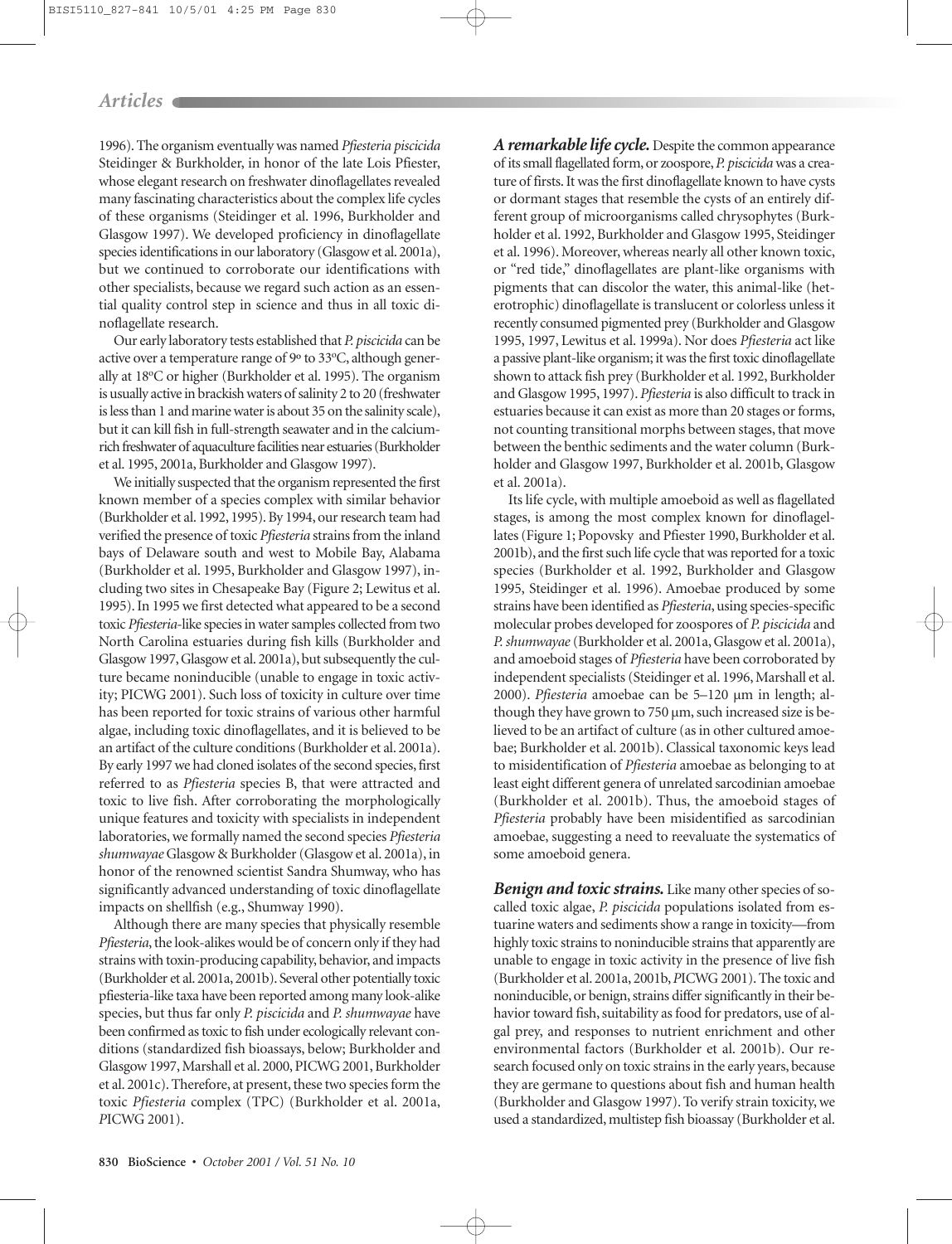1996). The organism eventually was named *Pfiesteria piscicida* Steidinger & Burkholder, in honor of the late Lois Pfiester, whose elegant research on freshwater dinoflagellates revealed many fascinating characteristics about the complex life cycles of these organisms (Steidinger et al. 1996, Burkholder and Glasgow 1997). We developed proficiency in dinoflagellate species identifications in our laboratory (Glasgow et al. 2001a), but we continued to corroborate our identifications with other specialists, because we regard such action as an essential quality control step in science and thus in all toxic dinoflagellate research.

Our early laboratory tests established that *P. piscicida* can be active over a temperature range of 9º to 33ºC, although generally at 18ºC or higher (Burkholder et al. 1995). The organism is usually active in brackish waters of salinity 2 to 20 (freshwater is less than 1 and marine water is about 35 on the salinity scale), but it can kill fish in full-strength seawater and in the calcium-rich freshwater of aquaculture facilities near estuaries (Burkholder et al. 1995, 2001a, Burkholder and Glasgow 1997).

We initially suspected that the organism represented the first known member of a species complex with similar behavior (Burkholder et al. 1992, 1995). By 1994, our research team had verified the presence of toxic *Pfiesteria* strains from the inland bays of Delaware south and west to Mobile Bay, Alabama (Burkholder et al. 1995, Burkholder and Glasgow 1997), including two sites in Chesapeake Bay (Figure 2; Lewitus et al. 1995). In 1995 we first detected what appeared to be a second toxic *Pfiesteria*-like species in water samples collected from two North Carolina estuaries during fish kills (Burkholder and Glasgow 1997, Glasgow et al. 2001a), but subsequently the culture became noninducible (unable to engage in toxic activity; PICWG 2001). Such loss of toxicity in culture over time has been reported for toxic strains of various other harmful algae, including toxic dinoflagellates, and it is believed to be an artifact of the culture conditions (Burkholder et al. 2001a). By early 1997 we had cloned isolates of the second species, first referred to as *Pfiesteria* species B, that were attracted and toxic to live fish. After corroborating the morphologically unique features and toxicity with specialists in independent laboratories, we formally named the second species *Pfiesteria shumwayae* Glasgow & Burkholder (Glasgow et al. 2001a), in honor of the renowned scientist Sandra Shumway, who has significantly advanced understanding of toxic dinoflagellate impacts on shellfish (e.g., Shumway 1990).

Although there are many species that physically resemble *Pfiesteria*, the look-alikes would be of concern only if they had strains with toxin-producing capability, behavior, and impacts (Burkholder et al. 2001a, 2001b). Several other potentially toxic pfiesteria-like taxa have been reported among many look-alike species, but thus far only *P. piscicida* and *P. shumwayae* have been confirmed as toxic to fish under ecologically relevant conditions (standardized fish bioassays, below; Burkholder and Glasgow 1997, Marshall et al. 2000, PICWG 2001, Burkholder et al. 2001c). Therefore, at present, these two species form the toxic *Pfiesteria* complex (TPC) (Burkholder et al. 2001a, PICWG 2001).

***A remarkable life cycle.*** Despite the common appearance of its small flagellated form, or zoospore, *P. piscicida* was a creature of firsts. It was the first dinoflagellate known to have cysts or dormant stages that resemble the cysts of an entirely different group of microorganisms called chrysophytes (Burkholder et al. 1992, Burkholder and Glasgow 1995, Steidinger et al. 1996). Moreover, whereas nearly all other known toxic, or "red tide," dinoflagellates are plant-like organisms with pigments that can discolor the water, this animal-like (heterotrophic) dinoflagellate is translucent or colorless unless it recently consumed pigmented prey (Burkholder and Glasgow 1995, 1997, Lewitus et al. 1999a). Nor does *Pfiesteria* act like a passive plant-like organism; it was the first toxic dinoflagellate shown to attack fish prey (Burkholder et al. 1992, Burkholder and Glasgow 1995, 1997). *Pfiesteria* is also difficult to track in estuaries because it can exist as more than 20 stages or forms, not counting transitional morphs between stages, that move between the benthic sediments and the water column (Burkholder and Glasgow 1997, Burkholder et al. 2001b, Glasgow et al. 2001a).

Its life cycle, with multiple amoeboid as well as flagellated stages, is among the most complex known for dinoflagellates (Figure 1; Popovsky and Pfiester 1990, Burkholder et al. 2001b), and the first such life cycle that was reported for a toxic species (Burkholder et al. 1992, Burkholder and Glasgow 1995, Steidinger et al. 1996). Amoebae produced by some strains have been identified as *Pfiesteria*, using species-specific molecular probes developed for zoospores of *P. piscicida* and *P. shumwayae* (Burkholder et al. 2001a, Glasgow et al. 2001a), and amoeboid stages of *Pfiesteria* have been corroborated by independent specialists (Steidinger et al. 1996, Marshall et al. 2000). *Pfiesteria* amoebae can be 5–120 µm in length; although they have grown to 750 µm, such increased size is believed to be an artifact of culture (as in other cultured amoebae; Burkholder et al. 2001b). Classical taxonomic keys lead to misidentification of *Pfiesteria* amoebae as belonging to at least eight different genera of unrelated sarcodinian amoebae (Burkholder et al. 2001b). Thus, the amoeboid stages of *Pfiesteria* probably have been misidentified as sarcodinian amoebae, suggesting a need to reevaluate the systematics of some amoeboid genera.

***Benign and toxic strains.*** Like many other species of so-called toxic algae, *P. piscicida* populations isolated from estuarine waters and sediments show a range in toxicity—from highly toxic strains to noninducible strains that apparently are unable to engage in toxic activity in the presence of live fish (Burkholder et al. 2001a, 2001b, PICWG 2001). The toxic and noninducible, or benign, strains differ significantly in their behavior toward fish, suitability as food for predators, use of algal prey, and responses to nutrient enrichment and other environmental factors (Burkholder et al. 2001b). Our research focused only on toxic strains in the early years, because they are germane to questions about fish and human health (Burkholder and Glasgow 1997). To verify strain toxicity, we used a standardized, multistep fish bioassay (Burkholder et al.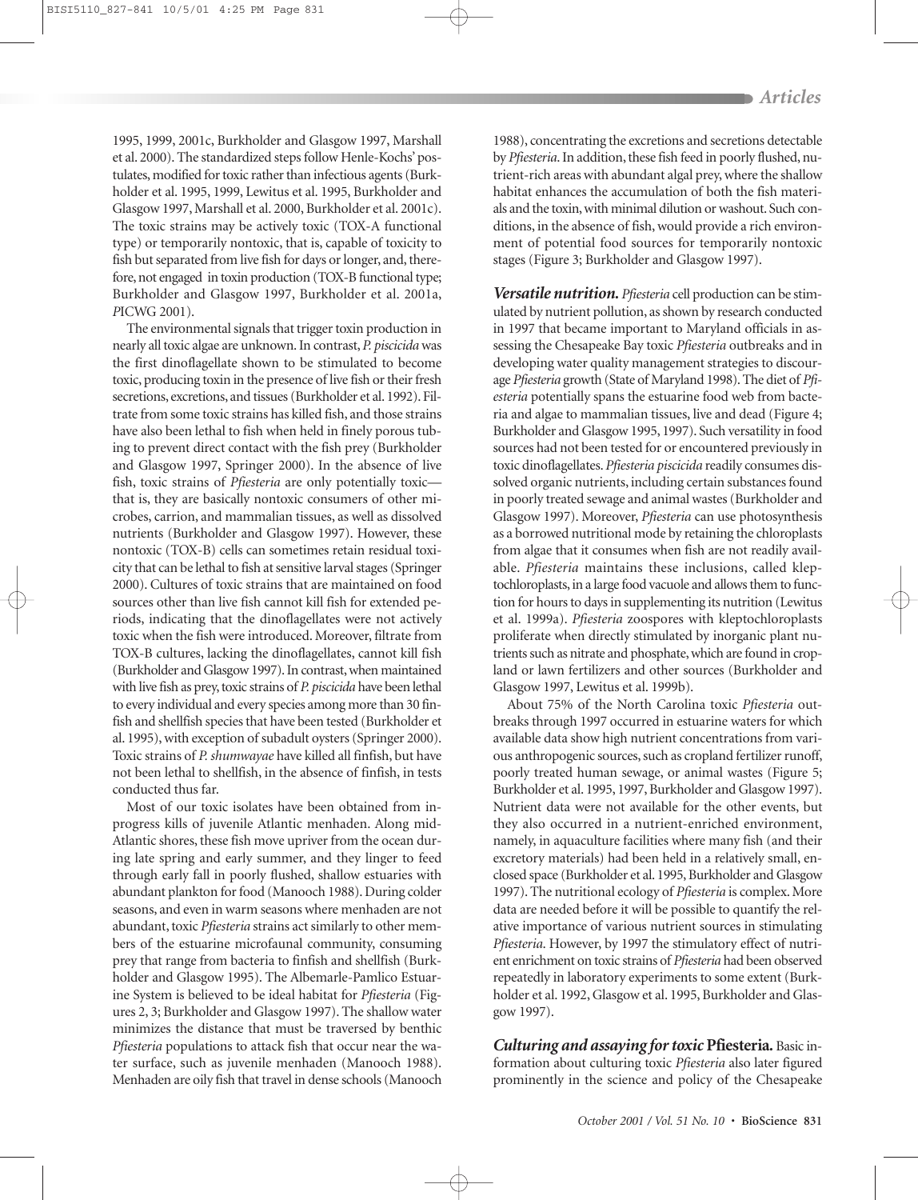1995, 1999, 2001c, Burkholder and Glasgow 1997, Marshall et al. 2000). The standardized steps follow Henle-Kochs' postulates, modified for toxic rather than infectious agents (Burkholder et al. 1995, 1999, Lewitus et al. 1995, Burkholder and Glasgow 1997, Marshall et al. 2000, Burkholder et al. 2001c). The toxic strains may be actively toxic (TOX-A functional type) or temporarily nontoxic, that is, capable of toxicity to fish but separated from live fish for days or longer, and, therefore, not engaged in toxin production (TOX-B functional type; Burkholder and Glasgow 1997, Burkholder et al. 2001a, *P*ICWG 2001).

The environmental signals that trigger toxin production in nearly all toxic algae are unknown. In contrast, *P. piscicida* was the first dinoflagellate shown to be stimulated to become toxic, producing toxin in the presence of live fish or their fresh secretions, excretions, and tissues (Burkholder et al. 1992). Filtrate from some toxic strains has killed fish, and those strains have also been lethal to fish when held in finely porous tubing to prevent direct contact with the fish prey (Burkholder and Glasgow 1997, Springer 2000). In the absence of live fish, toxic strains of *Pfiesteria* are only potentially toxic—that is, they are basically nontoxic consumers of other microbes, carrion, and mammalian tissues, as well as dissolved nutrients (Burkholder and Glasgow 1997). However, these nontoxic (TOX-B) cells can sometimes retain residual toxicity that can be lethal to fish at sensitive larval stages (Springer 2000). Cultures of toxic strains that are maintained on food sources other than live fish cannot kill fish for extended periods, indicating that the dinoflagellates were not actively toxic when the fish were introduced. Moreover, filtrate from TOX-B cultures, lacking the dinoflagellates, cannot kill fish (Burkholder and Glasgow 1997). In contrast, when maintained with live fish as prey, toxic strains of *P. piscicida* have been lethal to every individual and every species among more than 30 finfish and shellfish species that have been tested (Burkholder et al. 1995), with exception of subadult oysters (Springer 2000). Toxic strains of *P. shumwayae* have killed all finfish, but have not been lethal to shellfish, in the absence of finfish, in tests conducted thus far.

Most of our toxic isolates have been obtained from in-progress kills of juvenile Atlantic menhaden. Along mid-Atlantic shores, these fish move upriver from the ocean during late spring and early summer, and they linger to feed through early fall in poorly flushed, shallow estuaries with abundant plankton for food (Manooch 1988). During colder seasons, and even in warm seasons where menhaden are not abundant, toxic *Pfiesteria* strains act similarly to other members of the estuarine microfaunal community, consuming prey that range from bacteria to finfish and shellfish (Burkholder and Glasgow 1995). The Albemarle-Pamlico Estuarine System is believed to be ideal habitat for *Pfiesteria* (Figures 2, 3; Burkholder and Glasgow 1997). The shallow water minimizes the distance that must be traversed by benthic *Pfiesteria* populations to attack fish that occur near the water surface, such as juvenile menhaden (Manooch 1988). Menhaden are oily fish that travel in dense schools (Manooch 1988), concentrating the excretions and secretions detectable by *Pfiesteria*. In addition, these fish feed in poorly flushed, nutrient-rich areas with abundant algal prey, where the shallow habitat enhances the accumulation of both the fish materials and the toxin, with minimal dilution or washout. Such conditions, in the absence of fish, would provide a rich environment of potential food sources for temporarily nontoxic stages (Figure 3; Burkholder and Glasgow 1997).

***Versatile nutrition.*** *Pfiesteria* cell production can be stimulated by nutrient pollution, as shown by research conducted in 1997 that became important to Maryland officials in assessing the Chesapeake Bay toxic *Pfiesteria* outbreaks and in developing water quality management strategies to discourage *Pfiesteria* growth (State of Maryland 1998). The diet of *Pfiesteria* potentially spans the estuarine food web from bacteria and algae to mammalian tissues, live and dead (Figure 4; Burkholder and Glasgow 1995, 1997). Such versatility in food sources had not been tested for or encountered previously in toxic dinoflagellates. *Pfiesteria piscicida* readily consumes dissolved organic nutrients, including certain substances found in poorly treated sewage and animal wastes (Burkholder and Glasgow 1997). Moreover, *Pfiesteria* can use photosynthesis as a borrowed nutritional mode by retaining the chloroplasts from algae that it consumes when fish are not readily available. *Pfiesteria* maintains these inclusions, called kleptochloroplasts, in a large food vacuole and allows them to function for hours to days in supplementing its nutrition (Lewitus et al. 1999a). *Pfiesteria* zoospores with kleptochloroplasts proliferate when directly stimulated by inorganic plant nutrients such as nitrate and phosphate, which are found in cropland or lawn fertilizers and other sources (Burkholder and Glasgow 1997, Lewitus et al. 1999b).

About 75% of the North Carolina toxic *Pfiesteria* outbreaks through 1997 occurred in estuarine waters for which available data show high nutrient concentrations from various anthropogenic sources, such as cropland fertilizer runoff, poorly treated human sewage, or animal wastes (Figure 5; Burkholder et al. 1995, 1997, Burkholder and Glasgow 1997). Nutrient data were not available for the other events, but they also occurred in a nutrient-enriched environment, namely, in aquaculture facilities where many fish (and their excretory materials) had been held in a relatively small, enclosed space (Burkholder et al. 1995, Burkholder and Glasgow 1997). The nutritional ecology of *Pfiesteria* is complex. More data are needed before it will be possible to quantify the relative importance of various nutrient sources in stimulating *Pfiesteria*. However, by 1997 the stimulatory effect of nutrient enrichment on toxic strains of *Pfiesteria* had been observed repeatedly in laboratory experiments to some extent (Burkholder et al. 1992, Glasgow et al. 1995, Burkholder and Glasgow 1997).

***Culturing and assaying for toxic* Pfiesteria.** Basic information about culturing toxic *Pfiesteria* also later figured prominently in the science and policy of the Chesapeake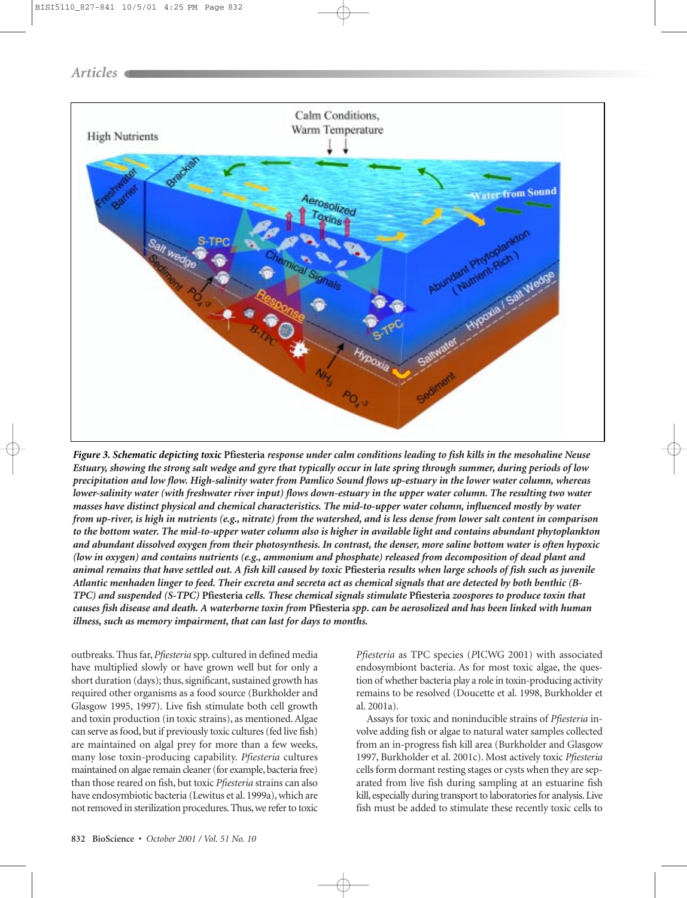*Figure 3. Schematic depicting toxic* **Pfiesteria** *response under calm conditions leading to fish kills in the mesohaline Neuse Estuary, showing the strong salt wedge and gyre that typically occur in late spring through summer, during periods of low precipitation and low flow. High-salinity water from Pamlico Sound flows up-estuary in the lower water column, whereas lower-salinity water (with freshwater river input) flows down-estuary in the upper water column. The resulting two water masses have distinct physical and chemical characteristics. The mid-to-upper water column, influenced mostly by water from up-river, is high in nutrients (e.g., nitrate) from the watershed, and is less dense from lower salt content in comparison to the bottom water. The mid-to-upper water column also is higher in available light and contains abundant phytoplankton and abundant dissolved oxygen from their photosynthesis. In contrast, the denser, more saline bottom water is often hypoxic (low in oxygen) and contains nutrients (e.g., ammonium and phosphate) released from decomposition of dead plant and animal remains that have settled out. A fish kill caused by toxic* **Pfiesteria** *results when large schools of fish such as juvenile Atlantic menhaden linger to feed. Their excreta and secreta act as chemical signals that are detected by both benthic (B-TPC) and suspended (S-TPC)* **Pfiesteria** *cells. These chemical signals stimulate* **Pfiesteria** *zoospores to produce toxin that causes fish disease and death. A waterborne toxin from* **Pfiesteria** *spp. can be aerosolized and has been linked with human illness, such as memory impairment, that can last for days to months.*

outbreaks. Thus far, *Pfiesteria* spp. cultured in defined media have multiplied slowly or have grown well but for only a short duration (days); thus, significant, sustained growth has required other organisms as a food source (Burkholder and Glasgow 1995, 1997). Live fish stimulate both cell growth and toxin production (in toxic strains), as mentioned. Algae can serve as food, but if previously toxic cultures (fed live fish) are maintained on algal prey for more than a few weeks, many lose toxin-producing capability. *Pfiesteria* cultures maintained on algae remain cleaner (for example, bacteria free) than those reared on fish, but toxic *Pfiesteria* strains can also have endosymbiotic bacteria (Lewitus et al. 1999a), which are not removed in sterilization procedures. Thus, we refer to toxic *Pfiesteria* as TPC species (*P*ICWG 2001) with associated endosymbiont bacteria. As for most toxic algae, the question of whether bacteria play a role in toxin-producing activity remains to be resolved (Doucette et al. 1998, Burkholder et al. 2001a).

Assays for toxic and noninducible strains of *Pfiesteria* involve adding fish or algae to natural water samples collected from an in-progress fish kill area (Burkholder and Glasgow 1997, Burkholder et al. 2001c). Most actively toxic *Pfiesteria* cells form dormant resting stages or cysts when they are separated from live fish during sampling at an estuarine fish kill, especially during transport to laboratories for analysis. Live fish must be added to stimulate these recently toxic cells to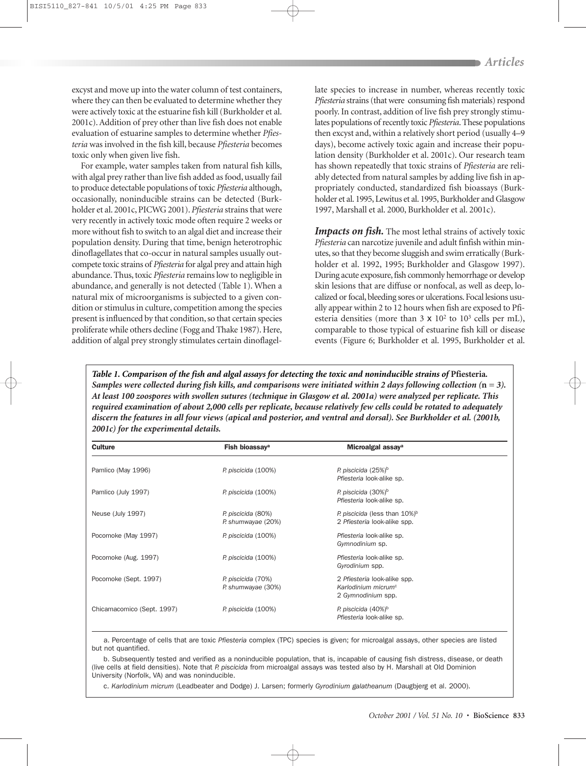excyst and move up into the water column of test containers, where they can then be evaluated to determine whether they were actively toxic at the estuarine fish kill (Burkholder et al. 2001c). Addition of prey other than live fish does not enable evaluation of estuarine samples to determine whether *Pfiesteria* was involved in the fish kill, because *Pfiesteria* becomes toxic only when given live fish.

For example, water samples taken from natural fish kills, with algal prey rather than live fish added as food, usually fail to produce detectable populations of toxic *Pfiesteria* although, occasionally, noninducible strains can be detected (Burkholder et al. 2001c, PICWG 2001). *Pfiesteria* strains that were very recently in actively toxic mode often require 2 weeks or more without fish to switch to an algal diet and increase their population density. During that time, benign heterotrophic dinoflagellates that co-occur in natural samples usually outcompete toxic strains of *Pfiesteria* for algal prey and attain high abundance. Thus, toxic *Pfiesteria* remains low to negligible in abundance, and generally is not detected (Table 1). When a natural mix of microorganisms is subjected to a given condition or stimulus in culture, competition among the species present is influenced by that condition, so that certain species proliferate while others decline (Fogg and Thake 1987). Here, addition of algal prey strongly stimulates certain dinoflagellate species to increase in number, whereas recently toxic *Pfiesteria* strains (that were consuming fish materials) respond poorly. In contrast, addition of live fish prey strongly stimulates populations of recently toxic *Pfiesteria*. These populations then excyst and, within a relatively short period (usually 4–9 days), become actively toxic again and increase their population density (Burkholder et al. 2001c). Our research team has shown repeatedly that toxic strains of *Pfiesteria* are reliably detected from natural samples by adding live fish in appropriately conducted, standardized fish bioassays (Burkholder et al. 1995, Lewitus et al. 1995, Burkholder and Glasgow 1997, Marshall et al. 2000, Burkholder et al. 2001c).

***Impacts on fish.*** The most lethal strains of actively toxic *Pfiesteria* can narcotize juvenile and adult finfish within minutes, so that they become sluggish and swim erratically (Burkholder et al. 1992, 1995; Burkholder and Glasgow 1997). During acute exposure, fish commonly hemorrhage or develop skin lesions that are diffuse or nonfocal, as well as deep, localized or focal, bleeding sores or ulcerations. Focal lesions usually appear within 2 to 12 hours when fish are exposed to Pfiesteria densities (more than $3 \times 10^2$ to $10^3$ cells per mL), comparable to those typical of estuarine fish kill or disease events (Figure 6; Burkholder et al. 1995, Burkholder et al.

***Table 1. Comparison of the fish and algal assays for detecting the toxic and noninducible strains of* Pfiesteria*. Samples were collected during fish kills, and comparisons were initiated within 2 days following collection (*n *= 3). At least 100 zoospores with swollen sutures (technique in Glasgow et al. 2001a) were analyzed per replicate. This required examination of about 2,000 cells per replicate, because relatively few cells could be rotated to adequately discern the features in all four views (apical and posterior, and ventral and dorsal). See Burkholder et al. (2001b, 2001c) for the experimental details.***

| Culture | Fish bioassay[a] | Microalgal assay[a] |
|---|---|---|
| Pamlico (May 1996) | *P. piscicida* (100%) | *P. piscicida* (25%)[b]<br>*Pfiesteria* look-alike sp. |
| Pamlico (July 1997) | *P. piscicida* (100%) | *P. piscicida* (30%)[b]<br>*Pfiesteria* look-alike sp. |
| Neuse (July 1997) | *P. piscicida* (80%)<br>*P. shumwayae* (20%) | *P. piscicida* (less than 10%)[b]<br>2 *Pfiesteria* look-alike spp. |
| Pocomoke (May 1997) | *P. piscicida* (100%) | *Pfiesteria* look-alike sp.<br>*Gymnodinium* sp. |
| Pocomoke (Aug. 1997) | *P. piscicida* (100%) | *Pfiesteria* look-alike sp.<br>*Gyrodinium* spp. |
| Pocomoke (Sept. 1997) | *P. piscicida* (70%)<br>*P. shumwayae* (30%) | 2 *Pfiesteria* look-alike spp.<br>*Karlodinium micrum*[c]<br>2 *Gymnodinium* spp. |
| Chicamacomico (Sept. 1997) | *P. piscicida* (100%) | *P. piscicida* (40%)[b]<br>*Pfiesteria* look-alike sp. |

a. Percentage of cells that are toxic *Pfiesteria* complex (TPC) species is given; for microalgal assays, other species are listed but not quantified.

b. Subsequently tested and verified as a noninducible population, that is, incapable of causing fish distress, disease, or death (live cells at field densities). Note that *P. piscicida* from microalgal assays was tested also by H. Marshall at Old Dominion University (Norfolk, VA) and was noninducible.

c. *Karlodinium micrum* (Leadbeater and Dodge) J. Larsen; formerly *Gyrodinium galatheanum* (Daugbjerg et al. 2000).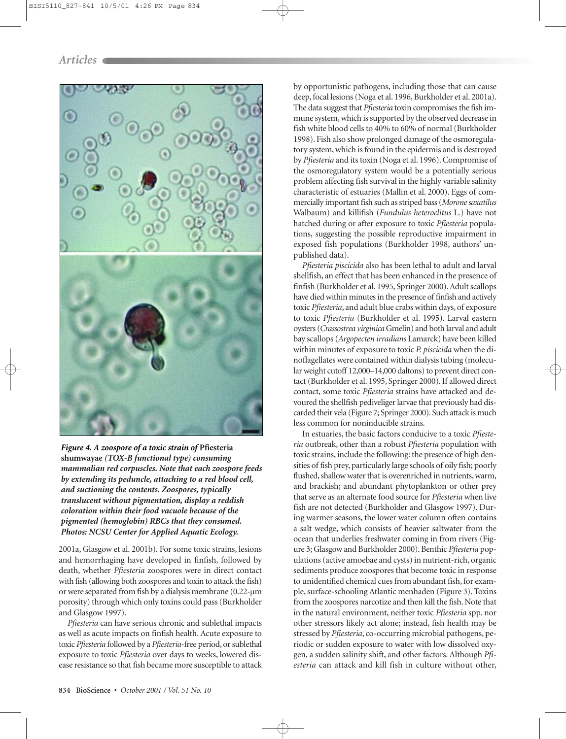*Figure 4. A zoospore of a toxic strain of* **Pfiesteria shumwayae** *(TOX-B functional type) consuming mammalian red corpuscles. Note that each zoospore feeds by extending its peduncle, attaching to a red blood cell, and suctioning the contents. Zoospores, typically translucent without pigmentation, display a reddish coloration within their food vacuole because of the pigmented (hemoglobin) RBCs that they consumed. Photos: NCSU Center for Applied Aquatic Ecology.*

2001a, Glasgow et al. 2001b). For some toxic strains, lesions and hemorrhaging have developed in finfish, followed by death, whether *Pfiesteria* zoospores were in direct contact with fish (allowing both zoospores and toxin to attack the fish) or were separated from fish by a dialysis membrane (0.22-µm porosity) through which only toxins could pass (Burkholder and Glasgow 1997).

*Pfiesteria* can have serious chronic and sublethal impacts as well as acute impacts on finfish health. Acute exposure to toxic *Pfiesteria* followed by a *Pfiesteria*-free period, or sublethal exposure to toxic *Pfiesteria* over days to weeks, lowered disease resistance so that fish became more susceptible to attack by opportunistic pathogens, including those that can cause deep, focal lesions (Noga et al. 1996, Burkholder et al. 2001a). The data suggest that *Pfiesteria* toxin compromises the fish immune system, which is supported by the observed decrease in fish white blood cells to 40% to 60% of normal (Burkholder 1998). Fish also show prolonged damage of the osmoregulatory system, which is found in the epidermis and is destroyed by *Pfiesteria* and its toxin (Noga et al. 1996). Compromise of the osmoregulatory system would be a potentially serious problem affecting fish survival in the highly variable salinity characteristic of estuaries (Mallin et al. 2000). Eggs of commercially important fish such as striped bass (*Morone saxatilus* Walbaum) and killifish (*Fundulus heteroclitus* L.) have not hatched during or after exposure to toxic *Pfiesteria* populations, suggesting the possible reproductive impairment in exposed fish populations (Burkholder 1998, authors' unpublished data).

*Pfiesteria piscicida* also has been lethal to adult and larval shellfish, an effect that has been enhanced in the presence of finfish (Burkholder et al. 1995, Springer 2000). Adult scallops have died within minutes in the presence of finfish and actively toxic *Pfiesteria*, and adult blue crabs within days, of exposure to toxic *Pfiesteria* (Burkholder et al. 1995). Larval eastern oysters (*Crassostrea virginica* Gmelin) and both larval and adult bay scallops (*Argopecten irradians* Lamarck) have been killed within minutes of exposure to toxic *P. piscicida* when the dinoflagellates were contained within dialysis tubing (molecular weight cutoff 12,000–14,000 daltons) to prevent direct contact (Burkholder et al. 1995, Springer 2000). If allowed direct contact, some toxic *Pfiesteria* strains have attacked and devoured the shellfish pediveliger larvae that previously had discarded their vela (Figure 7; Springer 2000). Such attack is much less common for noninducible strains.

In estuaries, the basic factors conducive to a toxic *Pfiesteria* outbreak, other than a robust *Pfiesteria* population with toxic strains, include the following: the presence of high densities of fish prey, particularly large schools of oily fish; poorly flushed, shallow water that is overenriched in nutrients, warm, and brackish; and abundant phytoplankton or other prey that serve as an alternate food source for *Pfiesteria* when live fish are not detected (Burkholder and Glasgow 1997). During warmer seasons, the lower water column often contains a salt wedge, which consists of heavier saltwater from the ocean that underlies freshwater coming in from rivers (Figure 3; Glasgow and Burkholder 2000). Benthic *Pfiesteria* populations (active amoebae and cysts) in nutrient-rich, organic sediments produce zoospores that become toxic in response to unidentified chemical cues from abundant fish, for example, surface-schooling Atlantic menhaden (Figure 3). Toxins from the zoospores narcotize and then kill the fish. Note that in the natural environment, neither toxic *Pfiesteria* spp. nor other stressors likely act alone; instead, fish health may be stressed by *Pfiesteria*, co-occurring microbial pathogens, periodic or sudden exposure to water with low dissolved oxygen, a sudden salinity shift, and other factors. Although *Pfiesteria* can attack and kill fish in culture without other,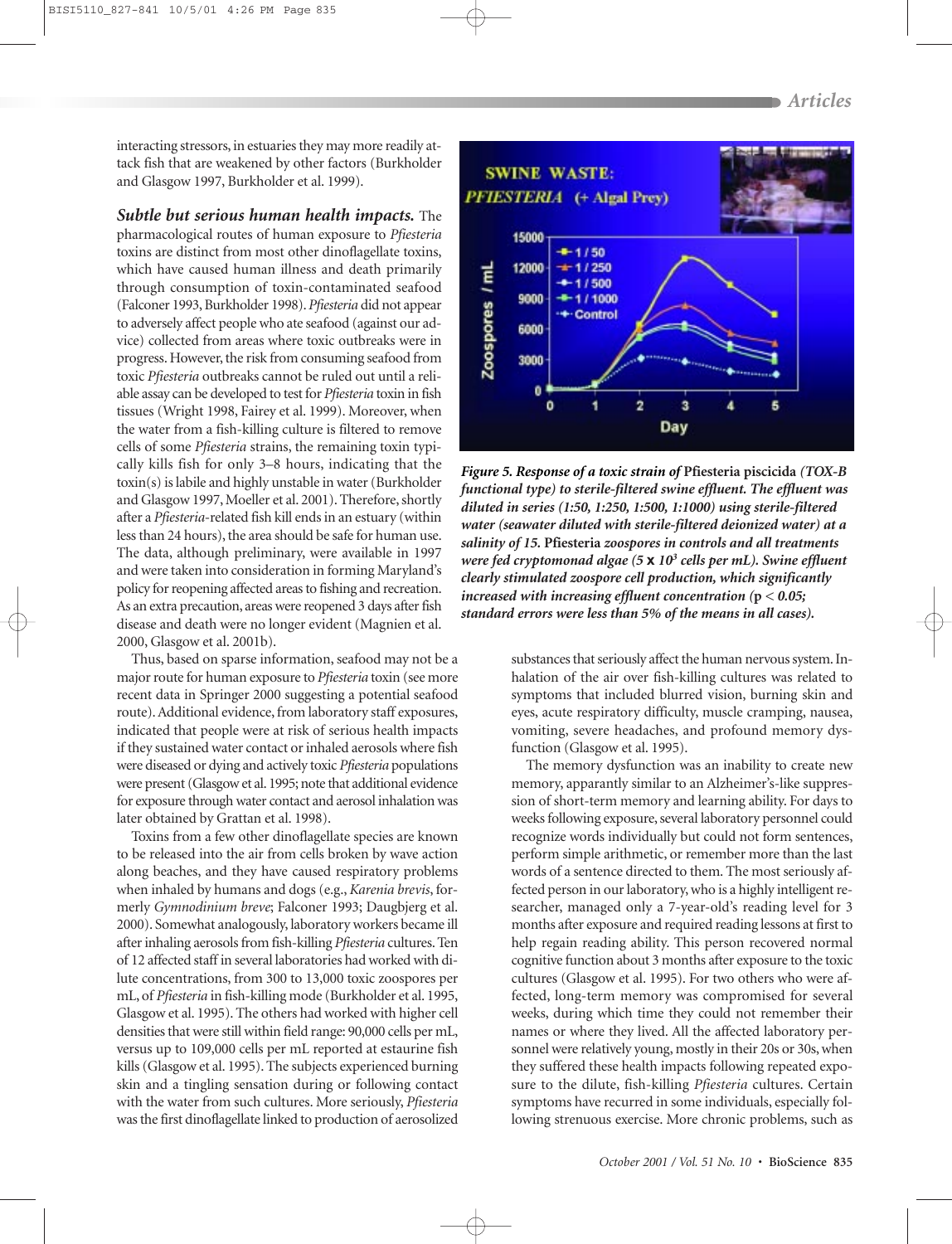interacting stressors, in estuaries they may more readily attack fish that are weakened by other factors (Burkholder and Glasgow 1997, Burkholder et al. 1999).

***Subtle but serious human health impacts.*** The pharmacological routes of human exposure to *Pfiesteria* toxins are distinct from most other dinoflagellate toxins, which have caused human illness and death primarily through consumption of toxin-contaminated seafood (Falconer 1993, Burkholder 1998). *Pfiesteria* did not appear to adversely affect people who ate seafood (against our advice) collected from areas where toxic outbreaks were in progress. However, the risk from consuming seafood from toxic *Pfiesteria* outbreaks cannot be ruled out until a reliable assay can be developed to test for *Pfiesteria* toxin in fish tissues (Wright 1998, Fairey et al. 1999). Moreover, when the water from a fish-killing culture is filtered to remove cells of some *Pfiesteria* strains, the remaining toxin typically kills fish for only 3–8 hours, indicating that the toxin(s) is labile and highly unstable in water (Burkholder and Glasgow 1997, Moeller et al. 2001). Therefore, shortly after a *Pfiesteria*-related fish kill ends in an estuary (within less than 24 hours), the area should be safe for human use. The data, although preliminary, were available in 1997 and were taken into consideration in forming Maryland's policy for reopening affected areas to fishing and recreation. As an extra precaution, areas were reopened 3 days after fish disease and death were no longer evident (Magnien et al. 2000, Glasgow et al. 2001b).

Thus, based on sparse information, seafood may not be a major route for human exposure to *Pfiesteria* toxin (see more recent data in Springer 2000 suggesting a potential seafood route). Additional evidence, from laboratory staff exposures, indicated that people were at risk of serious health impacts if they sustained water contact or inhaled aerosols where fish were diseased or dying and actively toxic *Pfiesteria* populations were present (Glasgow et al. 1995; note that additional evidence for exposure through water contact and aerosol inhalation was later obtained by Grattan et al. 1998).

Toxins from a few other dinoflagellate species are known to be released into the air from cells broken by wave action along beaches, and they have caused respiratory problems when inhaled by humans and dogs (e.g., *Karenia brevis*, formerly *Gymnodinium breve*; Falconer 1993; Daugbjerg et al. 2000). Somewhat analogously, laboratory workers became ill after inhaling aerosols from fish-killing *Pfiesteria* cultures. Ten of 12 affected staff in several laboratories had worked with dilute concentrations, from 300 to 13,000 toxic zoospores per mL, of *Pfiesteria* in fish-killing mode (Burkholder et al. 1995, Glasgow et al. 1995). The others had worked with higher cell densities that were still within field range: 90,000 cells per mL, versus up to 109,000 cells per mL reported at estuarine fish kills (Glasgow et al. 1995). The subjects experienced burning skin and a tingling sensation during or following contact with the water from such cultures. More seriously, *Pfiesteria* was the first dinoflagellate linked to production of aerosolized substances that seriously affect the human nervous system. Inhalation of the air over fish-killing cultures was related to symptoms that included blurred vision, burning skin and eyes, acute respiratory difficulty, muscle cramping, nausea, vomiting, severe headaches, and profound memory dysfunction (Glasgow et al. 1995).

***Figure 5. Response of a toxic strain of* Pfiesteria piscicida *(TOX-B functional type) to sterile-filtered swine effluent. The effluent was diluted in series (1:50, 1:250, 1:500, 1:1000) using sterile-filtered water (seawater diluted with sterile-filtered deionized water) at a salinity of 15.* Pfiesteria *zoospores in controls and all treatments were fed cryptomonad algae ($5 \times 10^3$ cells per mL). Swine effluent clearly stimulated zoospore cell production, which significantly increased with increasing effluent concentration ($p < 0.05$; standard errors were less than 5% of the means in all cases).***

The memory dysfunction was an inability to create new memory, apparently similar to an Alzheimer's-like suppression of short-term memory and learning ability. For days to weeks following exposure, several laboratory personnel could recognize words individually but could not form sentences, perform simple arithmetic, or remember more than the last words of a sentence directed to them. The most seriously affected person in our laboratory, who is a highly intelligent researcher, managed only a 7-year-old's reading level for 3 months after exposure and required reading lessons at first to help regain reading ability. This person recovered normal cognitive function about 3 months after exposure to the toxic cultures (Glasgow et al. 1995). For two others who were affected, long-term memory was compromised for several weeks, during which time they could not remember their names or where they lived. All the affected laboratory personnel were relatively young, mostly in their 20s or 30s, when they suffered these health impacts following repeated exposure to the dilute, fish-killing *Pfiesteria* cultures. Certain symptoms have recurred in some individuals, especially following strenuous exercise. More chronic problems, such as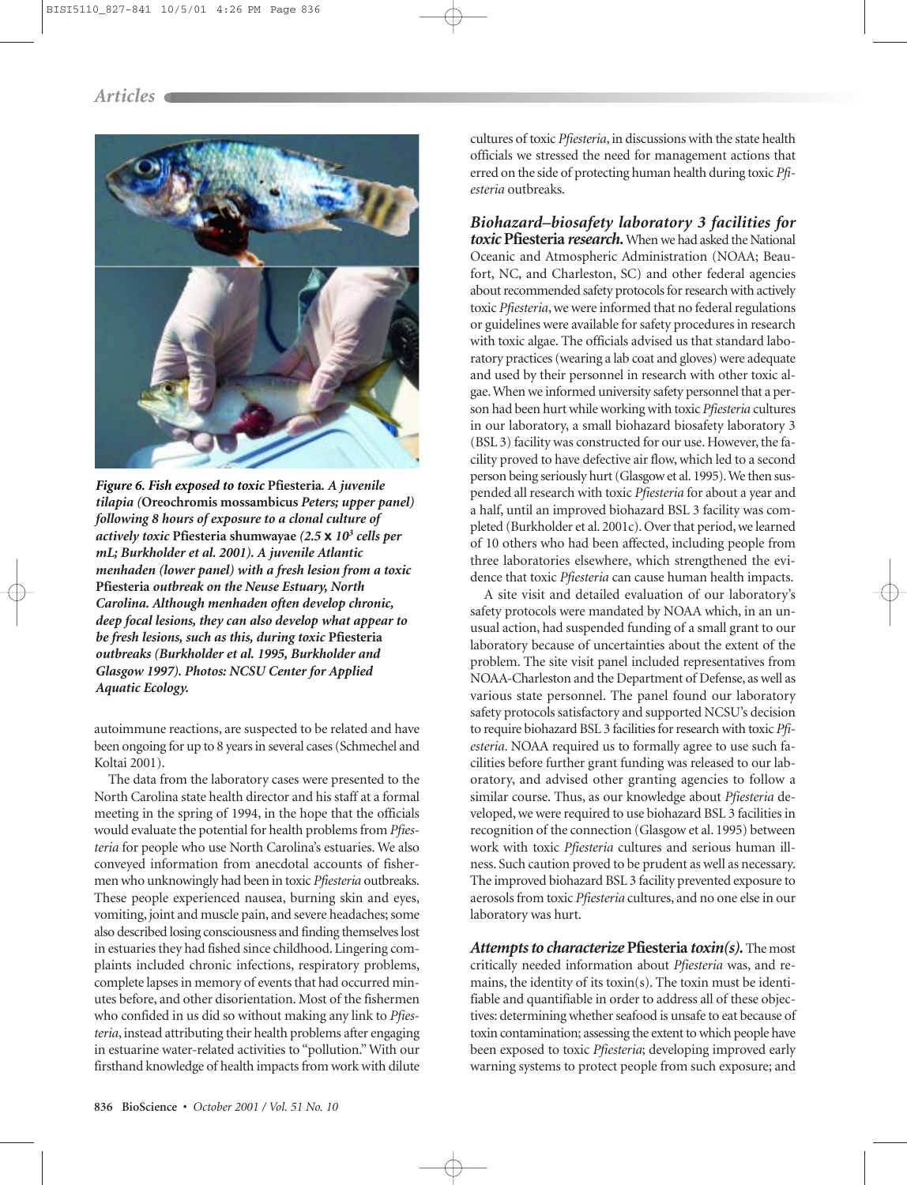*Figure 6. Fish exposed to toxic* **Pfiesteria***. A juvenile tilapia (***Oreochromis mossambicus** *Peters; upper panel) following 8 hours of exposure to a clonal culture of actively toxic* **Pfiesteria shumwayae** *($2.5 \times 10^3$ cells per mL; Burkholder et al. 2001). A juvenile Atlantic menhaden (lower panel) with a fresh lesion from a toxic* **Pfiesteria** *outbreak on the Neuse Estuary, North Carolina. Although menhaden often develop chronic, deep focal lesions, they can also develop what appear to be fresh lesions, such as this, during toxic* **Pfiesteria** *outbreaks (Burkholder et al. 1995, Burkholder and Glasgow 1997). Photos: NCSU Center for Applied Aquatic Ecology.*

autoimmune reactions, are suspected to be related and have been ongoing for up to 8 years in several cases (Schmechel and Koltai 2001).

The data from the laboratory cases were presented to the North Carolina state health director and his staff at a formal meeting in the spring of 1994, in the hope that the officials would evaluate the potential for health problems from *Pfiesteria* for people who use North Carolina's estuaries. We also conveyed information from anecdotal accounts of fishermen who unknowingly had been in toxic *Pfiesteria* outbreaks. These people experienced nausea, burning skin and eyes, vomiting, joint and muscle pain, and severe headaches; some also described losing consciousness and finding themselves lost in estuaries they had fished since childhood. Lingering complaints included chronic infections, respiratory problems, complete lapses in memory of events that had occurred minutes before, and other disorientation. Most of the fishermen who confided in us did so without making any link to *Pfiesteria*, instead attributing their health problems after engaging in estuarine water-related activities to "pollution." With our firsthand knowledge of health impacts from work with dilute cultures of toxic *Pfiesteria*, in discussions with the state health officials we stressed the need for management actions that erred on the side of protecting human health during toxic *Pfiesteria* outbreaks.

***Biohazard–biosafety laboratory 3 facilities for toxic* Pfiesteria *research.*** When we had asked the National Oceanic and Atmospheric Administration (NOAA; Beaufort, NC, and Charleston, SC) and other federal agencies about recommended safety protocols for research with actively toxic *Pfiesteria*, we were informed that no federal regulations or guidelines were available for safety procedures in research with toxic algae. The officials advised us that standard laboratory practices (wearing a lab coat and gloves) were adequate and used by their personnel in research with other toxic algae. When we informed university safety personnel that a person had been hurt while working with toxic *Pfiesteria* cultures in our laboratory, a small biohazard biosafety laboratory 3 (BSL 3) facility was constructed for our use. However, the facility proved to have defective air flow, which led to a second person being seriously hurt (Glasgow et al. 1995). We then suspended all research with toxic *Pfiesteria* for about a year and a half, until an improved biohazard BSL 3 facility was completed (Burkholder et al. 2001c). Over that period, we learned of 10 others who had been affected, including people from three laboratories elsewhere, which strengthened the evidence that toxic *Pfiesteria* can cause human health impacts.

A site visit and detailed evaluation of our laboratory's safety protocols were mandated by NOAA which, in an unusual action, had suspended funding of a small grant to our laboratory because of uncertainties about the extent of the problem. The site visit panel included representatives from NOAA-Charleston and the Department of Defense, as well as various state personnel. The panel found our laboratory safety protocols satisfactory and supported NCSU's decision to require biohazard BSL 3 facilities for research with toxic *Pfiesteria*. NOAA required us to formally agree to use such facilities before further grant funding was released to our laboratory, and advised other granting agencies to follow a similar course. Thus, as our knowledge about *Pfiesteria* developed, we were required to use biohazard BSL 3 facilities in recognition of the connection (Glasgow et al. 1995) between work with toxic *Pfiesteria* cultures and serious human illness. Such caution proved to be prudent as well as necessary. The improved biohazard BSL 3 facility prevented exposure to aerosols from toxic *Pfiesteria* cultures, and no one else in our laboratory was hurt.

***Attempts to characterize* Pfiesteria *toxin(s).*** The most critically needed information about *Pfiesteria* was, and remains, the identity of its toxin(s). The toxin must be identifiable and quantifiable in order to address all of these objectives: determining whether seafood is unsafe to eat because of toxin contamination; assessing the extent to which people have been exposed to toxic *Pfiesteria*; developing improved early warning systems to protect people from such exposure; and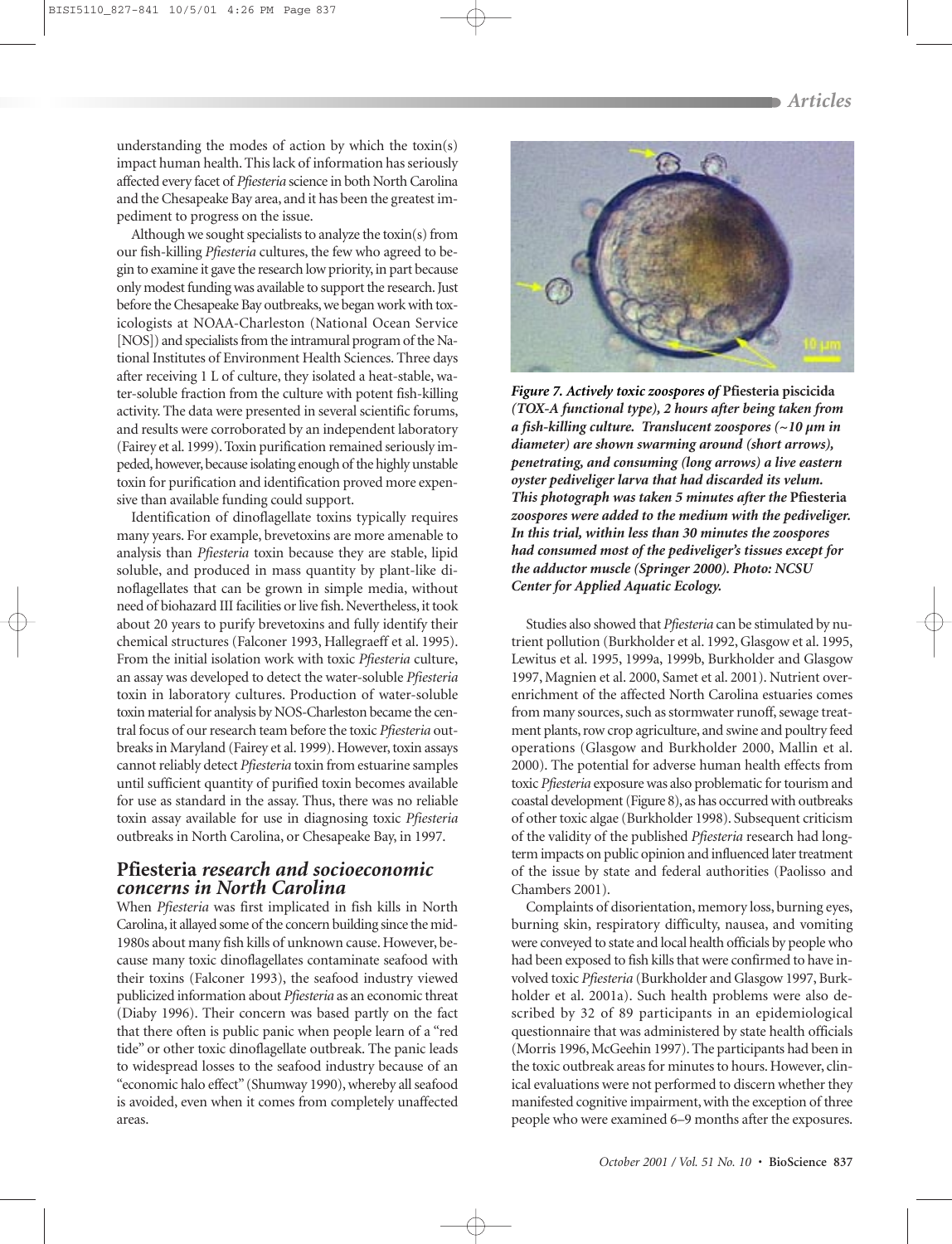understanding the modes of action by which the toxin(s) impact human health. This lack of information has seriously affected every facet of *Pfiesteria* science in both North Carolina and the Chesapeake Bay area, and it has been the greatest impediment to progress on the issue.

Although we sought specialists to analyze the toxin(s) from our fish-killing *Pfiesteria* cultures, the few who agreed to begin to examine it gave the research low priority, in part because only modest funding was available to support the research. Just before the Chesapeake Bay outbreaks, we began work with toxicologists at NOAA-Charleston (National Ocean Service [NOS]) and specialists from the intramural program of the National Institutes of Environment Health Sciences. Three days after receiving 1 L of culture, they isolated a heat-stable, water-soluble fraction from the culture with potent fish-killing activity. The data were presented in several scientific forums, and results were corroborated by an independent laboratory (Fairey et al. 1999). Toxin purification remained seriously impeded, however, because isolating enough of the highly unstable toxin for purification and identification proved more expensive than available funding could support.

Identification of dinoflagellate toxins typically requires many years. For example, brevetoxins are more amenable to analysis than *Pfiesteria* toxin because they are stable, lipid soluble, and produced in mass quantity by plant-like dinoflagellates that can be grown in simple media, without need of biohazard III facilities or live fish. Nevertheless, it took about 20 years to purify brevetoxins and fully identify their chemical structures (Falconer 1993, Hallegraeff et al. 1995). From the initial isolation work with toxic *Pfiesteria* culture, an assay was developed to detect the water-soluble *Pfiesteria* toxin in laboratory cultures. Production of water-soluble toxin material for analysis by NOS-Charleston became the central focus of our research team before the toxic *Pfiesteria* outbreaks in Maryland (Fairey et al. 1999). However, toxin assays cannot reliably detect *Pfiesteria* toxin from estuarine samples until sufficient quantity of purified toxin becomes available for use as standard in the assay. Thus, there was no reliable toxin assay available for use in diagnosing toxic *Pfiesteria* outbreaks in North Carolina, or Chesapeake Bay, in 1997.

## Pfiesteria *research and socioeconomic concerns in North Carolina*

When *Pfiesteria* was first implicated in fish kills in North Carolina, it allayed some of the concern building since the mid-1980s about many fish kills of unknown cause. However, because many toxic dinoflagellates contaminate seafood with their toxins (Falconer 1993), the seafood industry viewed publicized information about *Pfiesteria* as an economic threat (Diaby 1996). Their concern was based partly on the fact that there often is public panic when people learn of a "red tide" or other toxic dinoflagellate outbreak. The panic leads to widespread losses to the seafood industry because of an "economic halo effect" (Shumway 1990), whereby all seafood is avoided, even when it comes from completely unaffected areas.

***Figure 7. Actively toxic zoospores of* Pfiesteria piscicida *(TOX-A functional type), 2 hours after being taken from a fish-killing culture. Translucent zoospores (~10 µm in diameter) are shown swarming around (short arrows), penetrating, and consuming (long arrows) a live eastern oyster pediveliger larva that had discarded its velum. This photograph was taken 5 minutes after the* Pfiesteria *zoospores were added to the medium with the pediveliger. In this trial, within less than 30 minutes the zoospores had consumed most of the pediveliger's tissues except for the adductor muscle (Springer 2000). Photo: NCSU Center for Applied Aquatic Ecology.***

Studies also showed that *Pfiesteria* can be stimulated by nutrient pollution (Burkholder et al. 1992, Glasgow et al. 1995, Lewitus et al. 1995, 1999a, 1999b, Burkholder and Glasgow 1997, Magnien et al. 2000, Samet et al. 2001). Nutrient overenrichment of the affected North Carolina estuaries comes from many sources, such as stormwater runoff, sewage treatment plants, row crop agriculture, and swine and poultry feed operations (Glasgow and Burkholder 2000, Mallin et al. 2000). The potential for adverse human health effects from toxic *Pfiesteria* exposure was also problematic for tourism and coastal development (Figure 8), as has occurred with outbreaks of other toxic algae (Burkholder 1998). Subsequent criticism of the validity of the published *Pfiesteria* research had long-term impacts on public opinion and influenced later treatment of the issue by state and federal authorities (Paolisso and Chambers 2001).

Complaints of disorientation, memory loss, burning eyes, burning skin, respiratory difficulty, nausea, and vomiting were conveyed to state and local health officials by people who had been exposed to fish kills that were confirmed to have involved toxic *Pfiesteria* (Burkholder and Glasgow 1997, Burkholder et al. 2001a). Such health problems were also described by 32 of 89 participants in an epidemiological questionnaire that was administered by state health officials (Morris 1996, McGeehin 1997). The participants had been in the toxic outbreak areas for minutes to hours. However, clinical evaluations were not performed to discern whether they manifested cognitive impairment, with the exception of three people who were examined 6–9 months after the exposures.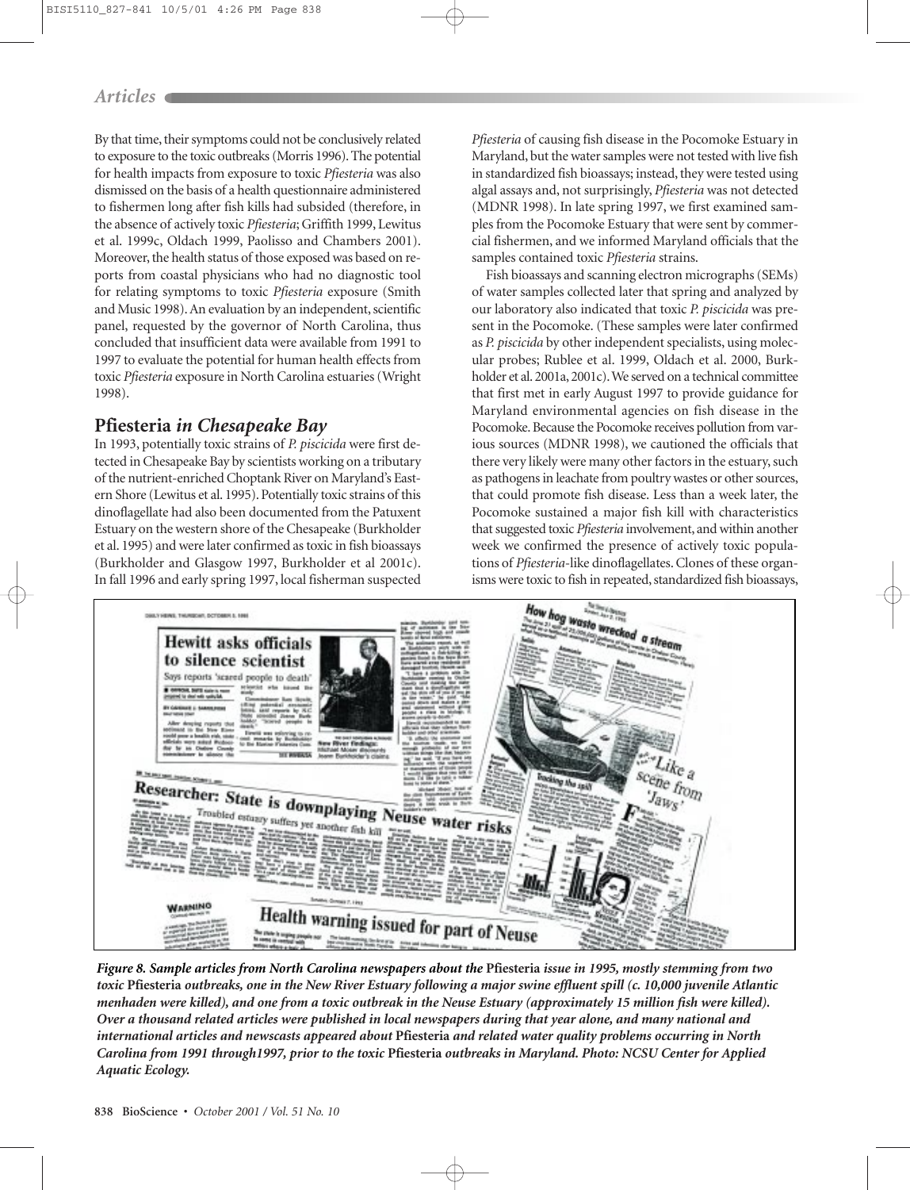By that time, their symptoms could not be conclusively related to exposure to the toxic outbreaks (Morris 1996). The potential for health impacts from exposure to toxic *Pfiesteria* was also dismissed on the basis of a health questionnaire administered to fishermen long after fish kills had subsided (therefore, in the absence of actively toxic *Pfiesteria*; Griffith 1999, Lewitus et al. 1999c, Oldach 1999, Paolisso and Chambers 2001). Moreover, the health status of those exposed was based on reports from coastal physicians who had no diagnostic tool for relating symptoms to toxic *Pfiesteria* exposure (Smith and Music 1998). An evaluation by an independent, scientific panel, requested by the governor of North Carolina, thus concluded that insufficient data were available from 1991 to 1997 to evaluate the potential for human health effects from toxic *Pfiesteria* exposure in North Carolina estuaries (Wright 1998).

## Pfiesteria *in Chesapeake Bay*

In 1993, potentially toxic strains of *P. piscicida* were first detected in Chesapeake Bay by scientists working on a tributary of the nutrient-enriched Choptank River on Maryland's Eastern Shore (Lewitus et al. 1995). Potentially toxic strains of this dinoflagellate had also been documented from the Patuxent Estuary on the western shore of the Chesapeake (Burkholder et al. 1995) and were later confirmed as toxic in fish bioassays (Burkholder and Glasgow 1997, Burkholder et al 2001c). In fall 1996 and early spring 1997, local fisherman suspected *Pfiesteria* of causing fish disease in the Pocomoke Estuary in Maryland, but the water samples were not tested with live fish in standardized fish bioassays; instead, they were tested using algal assays and, not surprisingly, *Pfiesteria* was not detected (MDNR 1998). In late spring 1997, we first examined samples from the Pocomoke Estuary that were sent by commercial fishermen, and we informed Maryland officials that the samples contained toxic *Pfiesteria* strains.

Fish bioassays and scanning electron micrographs (SEMs) of water samples collected later that spring and analyzed by our laboratory also indicated that toxic *P. piscicida* was present in the Pocomoke. (These samples were later confirmed as *P. piscicida* by other independent specialists, using molecular probes; Rublee et al. 1999, Oldach et al. 2000, Burkholder et al. 2001a, 2001c). We served on a technical committee that first met in early August 1997 to provide guidance for Maryland environmental agencies on fish disease in the Pocomoke. Because the Pocomoke receives pollution from various sources (MDNR 1998), we cautioned the officials that there very likely were many other factors in the estuary, such as pathogens in leachate from poultry wastes or other sources, that could promote fish disease. Less than a week later, the Pocomoke sustained a major fish kill with characteristics that suggested toxic *Pfiesteria* involvement, and within another week we confirmed the presence of actively toxic populations of *Pfiesteria*-like dinoflagellates. Clones of these organisms were toxic to fish in repeated, standardized fish bioassays,

***Figure 8. Sample articles from North Carolina newspapers about the* Pfiesteria *issue in 1995, mostly stemming from two toxic* Pfiesteria *outbreaks, one in the New River Estuary following a major swine effluent spill (c. 10,000 juvenile Atlantic menhaden were killed), and one from a toxic outbreak in the Neuse Estuary (approximately 15 million fish were killed). Over a thousand related articles were published in local newspapers during that year alone, and many national and international articles and newscasts appeared about* Pfiesteria *and related water quality problems occurring in North Carolina from 1991 through1997, prior to the toxic* Pfiesteria *outbreaks in Maryland. Photo: NCSU Center for Applied Aquatic Ecology.***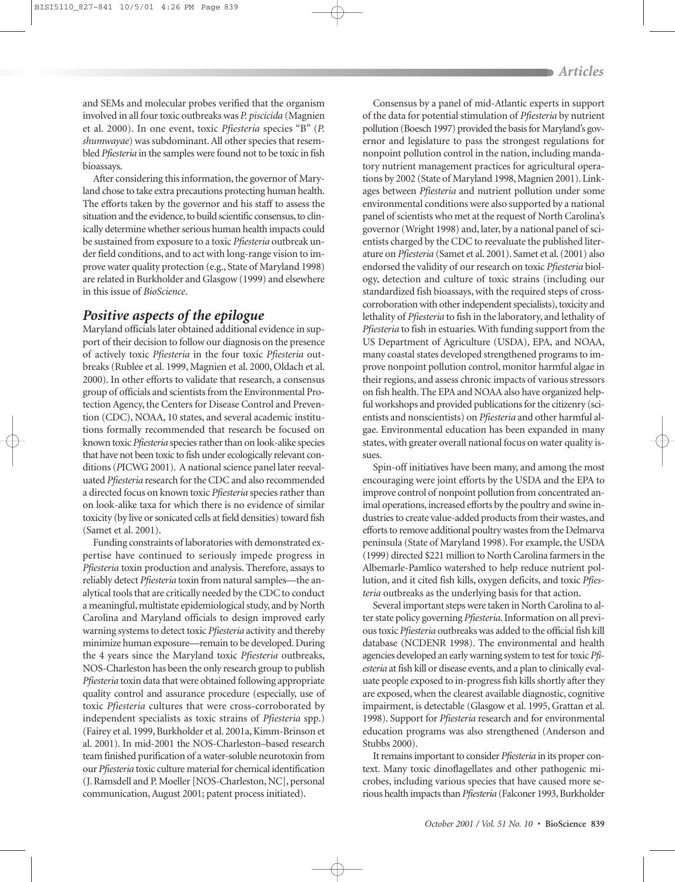and SEMs and molecular probes verified that the organism involved in all four toxic outbreaks was *P. piscicida* (Magnien et al. 2000). In one event, toxic *Pfiesteria* species "B" (*P. shumwayae*) was subdominant. All other species that resembled *Pfiesteria* in the samples were found not to be toxic in fish bioassays.

After considering this information, the governor of Maryland chose to take extra precautions protecting human health. The efforts taken by the governor and his staff to assess the situation and the evidence, to build scientific consensus, to clinically determine whether serious human health impacts could be sustained from exposure to a toxic *Pfiesteria* outbreak under field conditions, and to act with long-range vision to improve water quality protection (e.g., State of Maryland 1998) are related in Burkholder and Glasgow (1999) and elsewhere in this issue of *BioScience*.

## Positive aspects of the epilogue

Maryland officials later obtained additional evidence in support of their decision to follow our diagnosis on the presence of actively toxic *Pfiesteria* in the four toxic *Pfiesteria* outbreaks (Rublee et al. 1999, Magnien et al. 2000, Oldach et al. 2000). In other efforts to validate that research, a consensus group of officials and scientists from the Environmental Protection Agency, the Centers for Disease Control and Prevention (CDC), NOAA, 10 states, and several academic institutions formally recommended that research be focused on known toxic *Pfiesteria* species rather than on look-alike species that have not been toxic to fish under ecologically relevant conditions (PICWG 2001). A national science panel later reevaluated *Pfiesteria* research for the CDC and also recommended a directed focus on known toxic *Pfiesteria* species rather than on look-alike taxa for which there is no evidence of similar toxicity (by live or sonicated cells at field densities) toward fish (Samet et al. 2001).

Funding constraints of laboratories with demonstrated expertise have continued to seriously impede progress in *Pfiesteria* toxin production and analysis. Therefore, assays to reliably detect *Pfiesteria* toxin from natural samples—the analytical tools that are critically needed by the CDC to conduct a meaningful, multistate epidemiological study, and by North Carolina and Maryland officials to design improved early warning systems to detect toxic *Pfiesteria* activity and thereby minimize human exposure—remain to be developed. During the 4 years since the Maryland toxic *Pfiesteria* outbreaks, NOS-Charleston has been the only research group to publish *Pfiesteria* toxin data that were obtained following appropriate quality control and assurance procedure (especially, use of toxic *Pfiesteria* cultures that were cross-corroborated by independent specialists as toxic strains of *Pfiesteria* spp.) (Fairey et al. 1999, Burkholder et al. 2001a, Kimm-Brinson et al. 2001). In mid-2001 the NOS-Charleston–based research team finished purification of a water-soluble neurotoxin from our *Pfiesteria* toxic culture material for chemical identification (J. Ramsdell and P. Moeller [NOS-Charleston, NC], personal communication, August 2001; patent process initiated).

Consensus by a panel of mid-Atlantic experts in support of the data for potential stimulation of *Pfiesteria* by nutrient pollution (Boesch 1997) provided the basis for Maryland's governor and legislature to pass the strongest regulations for nonpoint pollution control in the nation, including mandatory nutrient management practices for agricultural operations by 2002 (State of Maryland 1998, Magnien 2001). Linkages between *Pfiesteria* and nutrient pollution under some environmental conditions were also supported by a national panel of scientists who met at the request of North Carolina's governor (Wright 1998) and, later, by a national panel of scientists charged by the CDC to reevaluate the published literature on *Pfiesteria* (Samet et al. 2001). Samet et al. (2001) also endorsed the validity of our research on toxic *Pfiesteria* biology, detection and culture of toxic strains (including our standardized fish bioassays, with the required steps of cross-corroboration with other independent specialists), toxicity and lethality of *Pfiesteria* to fish in the laboratory, and lethality of *Pfiesteria* to fish in estuaries. With funding support from the US Department of Agriculture (USDA), EPA, and NOAA, many coastal states developed strengthened programs to improve nonpoint pollution control, monitor harmful algae in their regions, and assess chronic impacts of various stressors on fish health. The EPA and NOAA also have organized helpful workshops and provided publications for the citizenry (scientists and nonscientists) on *Pfiesteria* and other harmful algae. Environmental education has been expanded in many states, with greater overall national focus on water quality issues.

Spin-off initiatives have been many, and among the most encouraging were joint efforts by the USDA and the EPA to improve control of nonpoint pollution from concentrated animal operations, increased efforts by the poultry and swine industries to create value-added products from their wastes, and efforts to remove additional poultry wastes from the Delmarva peninsula (State of Maryland 1998). For example, the USDA (1999) directed $221 million to North Carolina farmers in the Albemarle-Pamlico watershed to help reduce nutrient pollution, and it cited fish kills, oxygen deficits, and toxic *Pfiesteria* outbreaks as the underlying basis for that action.

Several important steps were taken in North Carolina to alter state policy governing *Pfiesteria*. Information on all previous toxic *Pfiesteria* outbreaks was added to the official fish kill database (NCDENR 1998). The environmental and health agencies developed an early warning system to test for toxic *Pfiesteria* at fish kill or disease events, and a plan to clinically evaluate people exposed to in-progress fish kills shortly after they are exposed, when the clearest available diagnostic, cognitive impairment, is detectable (Glasgow et al. 1995, Grattan et al. 1998). Support for *Pfiesteria* research and for environmental education programs was also strengthened (Anderson and Stubbs 2000).

It remains important to consider *Pfiesteria* in its proper context. Many toxic dinoflagellates and other pathogenic microbes, including various species that have caused more serious health impacts than *Pfiesteria* (Falconer 1993, Burkholder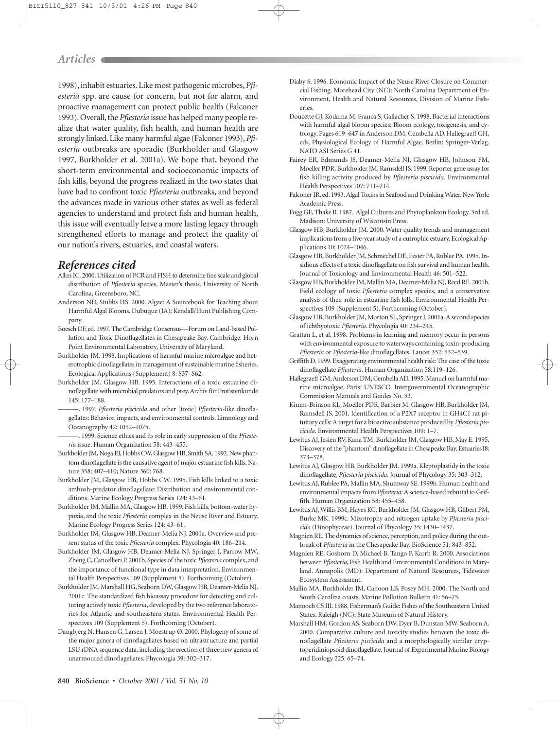1998), inhabit estuaries. Like most pathogenic microbes, *Pfiesteria* spp. are cause for concern, but not for alarm, and proactive management can protect public health (Falconer 1993). Overall, the *Pfiesteria* issue has helped many people realize that water quality, fish health, and human health are strongly linked. Like many harmful algae (Falconer 1993), *Pfiesteria* outbreaks are sporadic (Burkholder and Glasgow 1997, Burkholder et al. 2001a). We hope that, beyond the short-term environmental and socioeconomic impacts of fish kills, beyond the progress realized in the two states that have had to confront toxic *Pfiesteria* outbreaks, and beyond the advances made in various other states as well as federal agencies to understand and protect fish and human health, this issue will eventually leave a more lasting legacy through strengthened efforts to manage and protect the quality of our nation's rivers, estuaries, and coastal waters.

## References cited

Allen IC. 2000. Utilization of PCR and FISH to determine fine scale and global distribution of *Pfiesteria* species. Master's thesis. University of North Carolina, Greensboro, NC.

Anderson ND, Stubbs HS. 2000. Algae: A Sourcebook for Teaching about Harmful Algal Blooms. Dubuque (IA): Kendall/Hunt Publishing Company.

Boesch DF, ed. 1997. The Cambridge Consensus—Forum on Land-based Pollution and Toxic Dinoflagellates in Chesapeake Bay. Cambridge: Horn Point Environmental Laboratory, University of Maryland.

Burkholder JM. 1998. Implications of harmful marine microalgae and heterotrophic dinoflagellates in management of sustainable marine fisheries. Ecological Applications (Supplement) 8: S37–S62.

Burkholder JM, Glasgow HB. 1995. Interactions of a toxic estuarine dinoflagellate with microbial predators and prey. Archiv für Protistenkunde 145: 177–188.

———. 1997. *Pfiesteria piscicida* and other [toxic] *Pfiesteria*-like dinoflagellates: Behavior, impacts, and environmental controls. Limnology and Oceanography 42: 1052–1075.

———. 1999. Science ethics and its role in early suppression of the *Pfiesteria* issue. Human Organization 58: 443–455.

Burkholder JM, Noga EJ, Hobbs CW, Glasgow HB, Smith SA. 1992. New phantom dinoflagellate is the causative agent of major estuarine fish kills. Nature 358: 407–410; Nature 360: 768.

Burkholder JM, Glasgow HB, Hobbs CW. 1995. Fish kills linked to a toxic ambush-predator dinoflagellate: Distribution and environmental conditions. Marine Ecology Progress Series 124: 43–61.

Burkholder JM, Mallin MA, Glasgow HB. 1999. Fish kills, bottom-water hypoxia, and the toxic *Pfiesteria* complex in the Neuse River and Estuary. Marine Ecology Progress Series 124: 43–61.

Burkholder JM, Glasgow HB, Deamer-Melia NJ. 2001a. Overview and present status of the toxic *Pfiesteria* complex. Phycologia 40: 186–214.

Burkholder JM, Glasgow HB, Deamer-Melia NJ, Springer J, Parrow MW, Zheng C, Cancellieri P. 2001b. Species of the toxic *Pfiesteria* complex, and the importance of functional type in data interpretation. Environmental Health Perspectives 109 (Supplement 5). Forthcoming (October).

Burkholder JM, Marshall HG, Seaborn DW, Glasgow HB, Deamer-Melia NJ. 2001c. The standardized fish bioassay procedure for detecting and culturing actively toxic *Pfiesteria*, developed by the two reference laboratories for Atlantic and southeastern states. Environmental Health Perspectives 109 (Supplement 5). Forthcoming (October).

Daugbjerg N, Hansen G, Larsen J, Moestrup Ø. 2000. Phylogeny of some of the major genera of dinoflagellates based on ultrastructure and partial LSU rDNA sequence data, including the erection of three new genera of unarmoured dinoflagellates. Phycologia 39: 302–317.

Diaby S. 1996. Economic Impact of the Neuse River Closure on Commercial Fishing. Morehead City (NC): North Carolina Department of Environment, Health and Natural Resources, Division of Marine Fisheries.

Doucette GJ, Kodama M. Franca S, Gallacher S. 1998. Bacterial interactions with harmful algal bloom species: Bloom ecology, toxigenesis, and cytology. Pages 619–647 in Anderson DM, Cembella AD, Hallegraeff GH, eds. Physiological Ecology of Harmful Algae. Berlin: Springer-Verlag. NATO ASI Series G 41.

Fairey ER, Edmunds JS, Deamer-Melia NJ, Glasgow HB, Johnson FM, Moeller PDR, Burkholder JM, Ramsdell JS. 1999. Reporter gene assay for fish killing activity produced by *Pfiesteria piscicida*. Environmental Health Perspectives 107: 711–714.

Falconer IR, ed. 1993. Algal Toxins in Seafood and Drinking Water. New York: Academic Press.

Fogg GE, Thake B. 1987. Algal Cultures and Phytoplankton Ecology. 3rd ed. Madison: University of Wisconsin Press.

Glasgow HB, Burkholder JM. 2000. Water quality trends and management implications from a five-year study of a eutrophic estuary. Ecological Applications 10: 1024–1046.

Glasgow HB, Burkholder JM, Schmechel DE, Fester PA, Rublee PA. 1995. Insidious effects of a toxic dinoflagellate on fish survival and human health. Journal of Toxicology and Environmental Health 46: 501–522.

Glasgow HB, Burkholder JM, Mallin MA, Deamer-Melia NJ, Reed RE. 2001b. Field ecology of toxic *Pfiesteria* complex species, and a conservative analysis of their role in estuarine fish kills. Environmental Health Perspectives 109 (Supplement 5). Forthcoming (October).

Glasgow HB, Burkholder JM, Morton SL, Springer J. 2001a. A second species of ichthyotoxic *Pfiesteria*. Phycologia 40: 234–245.

Grattan L, et al. 1998. Problems in learning and memory occur in persons with environmental exposure to waterways containing toxin-producing *Pfiesteria* or *Pfiesteria*-like dinoflagellates. Lancet 352: 532–539.

Griffith D. 1999. Exaggerating environmental health risk: The case of the toxic dinoflagellate *Pfiesteria*. Human Organization 58:119–126.

Hallegraeff GM, Anderson DM, Cembella AD. 1995. Manual on harmful marine microalgae. Paris: UNESCO. Intergovernmental Oceanographic Commission Manuals and Guides No. 33.

Kimm-Brinson KL, Moeller PDR, Barbier M. Glasgow HB, Burkholder JM, Ramsdell JS. 2001. Identification of a P2X7 receptor in GH4C1 rat pituitary cells: A target for a bioactive substance produced by *Pfiesteria piscicida*. Environmental Health Perspectives 109: 1–7.

Lewitus AJ, Jesien RV, Kana TM, Burkholder JM, Glasgow HB, May E. 1995. Discovery of the "phantom" dinoflagellate in Chesapeake Bay. Estuaries18: 373–378.

Lewitus AJ, Glasgow HB, Burkholder JM. 1999a. Kleptoplastidy in the toxic dinoflagellate, *Pfiesteria piscicida*. Journal of Phycology 35: 303–312.

Lewitus AJ, Rublee PA, Mallin MA, Shumway SE. 1999b. Human health and environmental impacts from *Pfiesteria*: A science-based rebuttal to Griffith. Human Organization 58: 455–458.

Lewitus AJ, Willis BM, Hayes KC, Burkholder JM, Glasgow HB, Glibert PM, Burke MK. 1999c. Mixotrophy and nitrogen uptake by *Pfiesteria piscicida* (Dinophyceae). Journal of Phycology 35: 1430–1437.

Magnien RE. The dynamics of science, perception, and policy during the outbreak of *Pfiesteria* in the Chesapeake Bay. BioScience 51: 843–852.

Magnien RE, Goshorn D, Michael B, Tango P, Karrh R. 2000. Associations between *Pfiesteria*, Fish Health and Environmental Conditions in Maryland. Annapolis (MD): Department of Natural Resources, Tidewater Ecosystem Assessment.

Mallin MA, Burkholder JM, Cahoon LB, Posey MH. 2000. The North and South Carolina coasts. Marine Pollution Bulletin 41: 56–75.

Manooch CS III. 1988. Fisherman's Guide: Fishes of the Southeastern United States. Raleigh (NC): State Museum of Natural History.

Marshall HM, Gordon AS, Seaborn DW, Dyer B, Dunstan MW, Seaborn A. 2000. Comparative culture and toxicity studies between the toxic dinoflagellate *Pfiesteria piscicida* and a morphologically similar cryptoperidiniopsoid dinoflagellate. Journal of Experimental Marine Biology and Ecology 225: 65–74.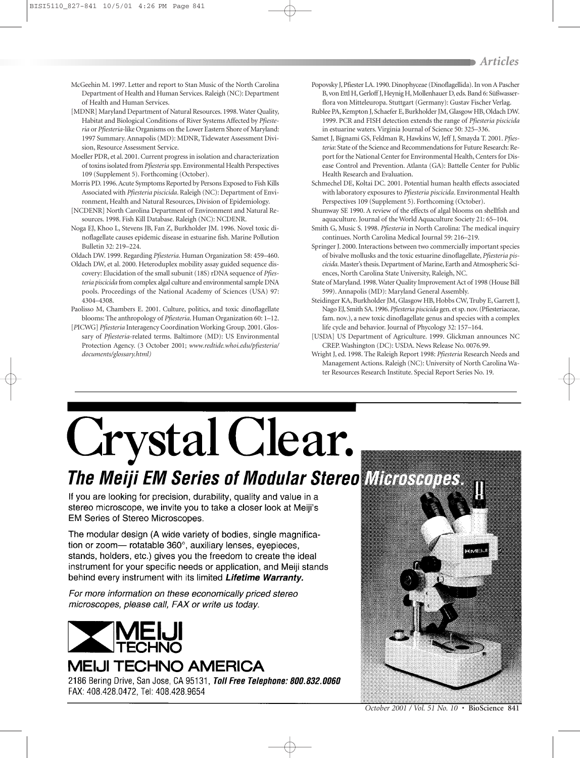McGeehin M. 1997. Letter and report to Stan Music of the North Carolina Department of Health and Human Services. Raleigh (NC): Department of Health and Human Services.

[MDNR] Maryland Department of Natural Resources. 1998. Water Quality, Habitat and Biological Conditions of River Systems Affected by *Pfiesteria* or *Pfiesteria*-like Organisms on the Lower Eastern Shore of Maryland: 1997 Summary. Annapolis (MD): MDNR, Tidewater Assessment Division, Resource Assessment Service.

Moeller PDR, et al. 2001. Current progress in isolation and characterization of toxins isolated from *Pfiesteria* spp. Environmental Health Perspectives 109 (Supplement 5). Forthcoming (October).

Morris PD. 1996. Acute Symptoms Reported by Persons Exposed to Fish Kills Associated with *Pfiesteria piscicida*. Raleigh (NC): Department of Environment, Health and Natural Resources, Division of Epidemiology.

[NCDENR] North Carolina Department of Environment and Natural Resources. 1998. Fish Kill Database. Raleigh (NC): NCDENR.

Noga EJ, Khoo L, Stevens JB, Fan Z, Burkholder JM. 1996. Novel toxic dinoflagellate causes epidemic disease in estuarine fish. Marine Pollution Bulletin 32: 219–224.

Oldach DW. 1999. Regarding *Pfiesteria*. Human Organization 58: 459–460.

Oldach DW, et al. 2000. Heteroduplex mobility assay guided sequence discovery: Elucidation of the small subunit (18S) rDNA sequence of *Pfiesteria piscicida* from complex algal culture and environmental sample DNA pools. Proceedings of the National Academy of Sciences (USA) 97: 4304–4308.

Paolisso M, Chambers E. 2001. Culture, politics, and toxic dinoflagellate blooms: The anthropology of *Pfiesteria*. Human Organization 60: 1–12.

[PICWG] *Pfiesteria* Interagency Coordination Working Group. 2001. Glossary of *Pfiesteria*-related terms. Baltimore (MD): US Environmental Protection Agency. (3 October 2001; *www.redtide.whoi.edu/pfiesteria/documents/glossary.html)*

Popovsky J, Pfiester LA. 1990. Dinophyceae (Dinoflagellida). In von A Pascher B, von Ettl H, Gerloff J, Heynig H, Mollenhauer D, eds. Band 6: Süßwasserflora von Mitteleuropa. Stuttgart (Germany): Gustav Fischer Verlag.

Rublee PA, Kempton J, Schaefer E, Burkholder JM, Glasgow HB, Oldach DW. 1999. PCR and FISH detection extends the range of *Pfiesteria piscicida* in estuarine waters. Virginia Journal of Science 50: 325–336.

Samet J, Bignami GS, Feldman R, Hawkins W, Jeff J, Smayda T. 2001. *Pfiesteria*: State of the Science and Recommendations for Future Research: Report for the National Center for Environmental Health, Centers for Disease Control and Prevention. Atlanta (GA): Battelle Center for Public Health Research and Evaluation.

Schmechel DE, Koltai DC. 2001. Potential human health effects associated with laboratory exposures to *Pfiesteria piscicida*. Environmental Health Perspectives 109 (Supplement 5). Forthcoming (October).

Shumway SE 1990. A review of the effects of algal blooms on shellfish and aquaculture. Journal of the World Aquaculture Society 21: 65–104.

Smith G, Music S. 1998. *Pfiesteria* in North Carolina: The medical inquiry continues. North Carolina Medical Journal 59: 216–219.

Springer J. 2000. Interactions between two commercially important species of bivalve mollusks and the toxic estuarine dinoflagellate, *Pfiesteria piscicida*. Master's thesis. Department of Marine, Earth and Atmospheric Sciences, North Carolina State University, Raleigh, NC.

State of Maryland. 1998. Water Quality Improvement Act of 1998 (House Bill 599). Annapolis (MD): Maryland General Assembly.

Steidinger KA, Burkholder JM, Glasgow HB, Hobbs CW, Truby E, Garrett J, Nago EJ, Smith SA. 1996. *Pfiesteria piscicida* gen. et sp. nov. (Pfiesteriaceae, fam. nov.), a new toxic dinoflagellate genus and species with a complex life cycle and behavior. Journal of Phycology 32: 157–164.

[USDA] US Department of Agriculture. 1999. Glickman announces NC CREP. Washington (DC): USDA. News Release No. 0076.99.

Wright J, ed. 1998. The Raleigh Report 1998: *Pfiesteria* Research Needs and Management Actions. Raleigh (NC): University of North Carolina Water Resources Research Institute. Special Report Series No. 19.

# Crystal Clear.

## *The Meiji EM Series of Modular Stereo Microscopes.*

If you are looking for precision, durability, quality and value in a stereo microscope, we invite you to take a closer look at Meiji's EM Series of Stereo Microscopes.

The modular design (A wide variety of bodies, single magnification or zoom— rotatable 360°, auxiliary lenses, eyepieces, stands, holders, etc.) gives you the freedom to create the ideal instrument for your specific needs or application, and Meiji stands behind every instrument with its limited ***Lifetime Warranty.***

*For more information on these economically priced stereo microscopes, please call, FAX or write us today.*

MEIJI TECHNO

**MEIJI TECHNO AMERICA**

2186 Bering Drive, San Jose, CA 95131, ***Toll Free Telephone: 800.832.0060***
FAX: 408.428.0472, Tel: 408.428.9654